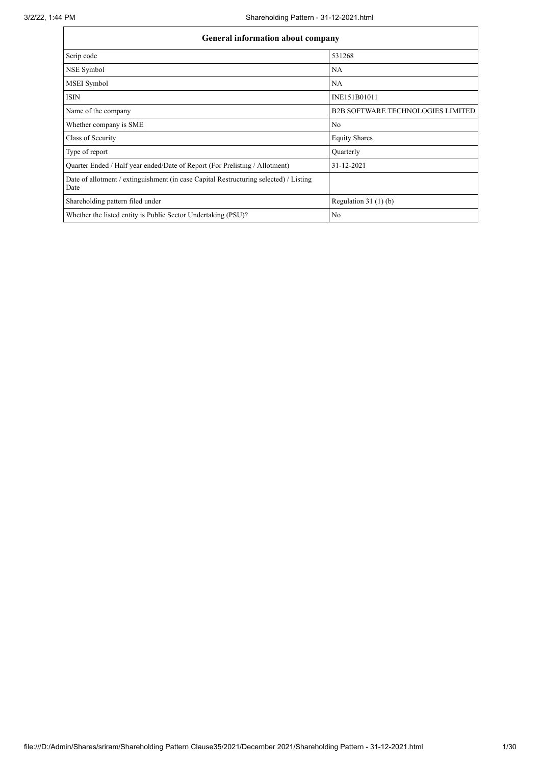| General information about company | |
| --- | --- |
| Scrip code | 531268 |
| NSE Symbol | NA |
| MSEI Symbol | NA |
| ISIN | INE151B01011 |
| Name of the company | B2B SOFTWARE TECHNOLOGIES LIMITED |
| Whether company is SME | No |
| Class of Security | Equity Shares |
| Type of report | Quarterly |
| Quarter Ended / Half year ended/Date of Report (For Prelisting / Allotment) | 31-12-2021 |
| Date of allotment / extinguishment (in case Capital Restructuring selected) / Listing Date | |
| Shareholding pattern filed under | Regulation 31 (1) (b) |
| Whether the listed entity is Public Sector Undertaking (PSU)? | No |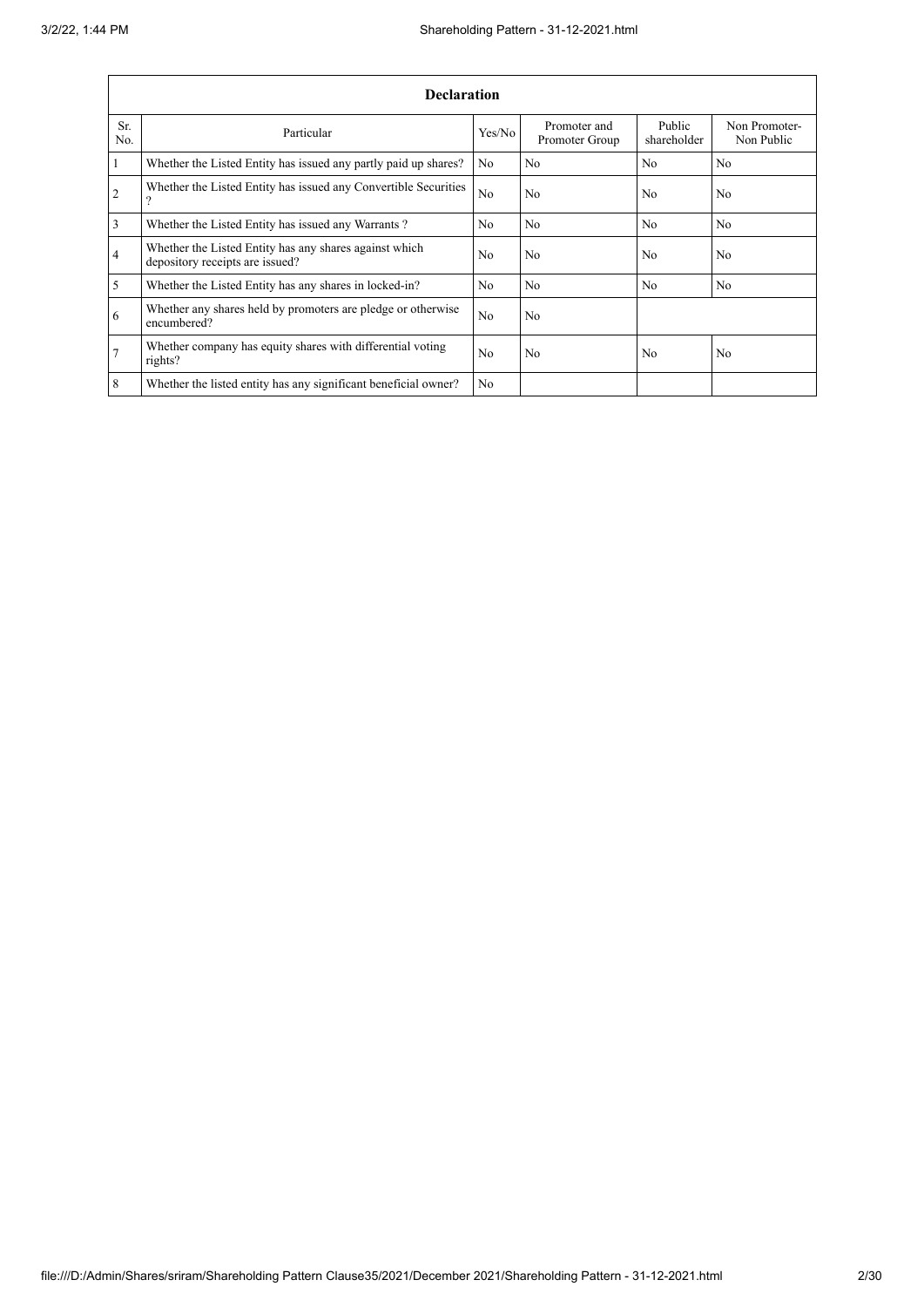| Declaration | | | | | |
|---|---|---|---|---|---|
| Sr. No. | Particular | Yes/No | Promoter and Promoter Group | Public shareholder | Non Promoter- Non Public |
| 1 | Whether the Listed Entity has issued any partly paid up shares? | No | No | No | No |
| 2 | Whether the Listed Entity has issued any Convertible Securities ? | No | No | No | No |
| 3 | Whether the Listed Entity has issued any Warrants ? | No | No | No | No |
| 4 | Whether the Listed Entity has any shares against which depository receipts are issued? | No | No | No | No |
| 5 | Whether the Listed Entity has any shares in locked-in? | No | No | No | No |
| 6 | Whether any shares held by promoters are pledge or otherwise encumbered? | No | No | | |
| 7 | Whether company has equity shares with differential voting rights? | No | No | No | No |
| 8 | Whether the listed entity has any significant beneficial owner? | No | | | |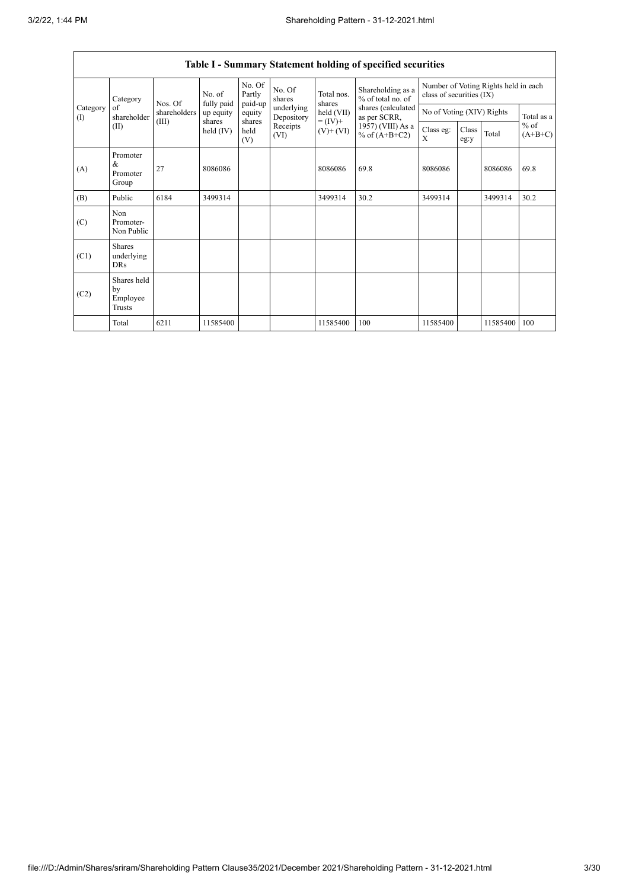## Table I - Summary Statement holding of specified securities

| Category (I) | Category of shareholder (II) | Nos. Of shareholders (III) | No. of fully paid up equity shares held (IV) | No. Of Partly paid-up equity shares held (V) | No. Of shares underlying Depository Receipts (VI) | Total nos. shares held (VII) = (IV)+ (V)+ (VI) | Shareholding as a % of total no. of shares (calculated as per SCRR, 1957) (VIII) As a % of (A+B+C2) | Number of Voting Rights held in each class of securities (IX) | | | |
|---|---|---|---|---|---|---|---|---|---|---|---|
| | | | | | | | | No of Voting (XIV) Rights | | | Total as a % of (A+B+C) |
| | | | | | | | | Class eg: X | Class eg:y | Total | |
| (A) | Promoter & Promoter Group | 27 | 8086086 | | | 8086086 | 69.8 | 8086086 | | 8086086 | 69.8 |
| (B) | Public | 6184 | 3499314 | | | 3499314 | 30.2 | 3499314 | | 3499314 | 30.2 |
| (C) | Non Promoter- Non Public | | | | | | | | | | |
| (C1) | Shares underlying DRs | | | | | | | | | | |
| (C2) | Shares held by Employee Trusts | | | | | | | | | | |
| | Total | 6211 | 11585400 | | | 11585400 | 100 | 11585400 | | 11585400 | 100 |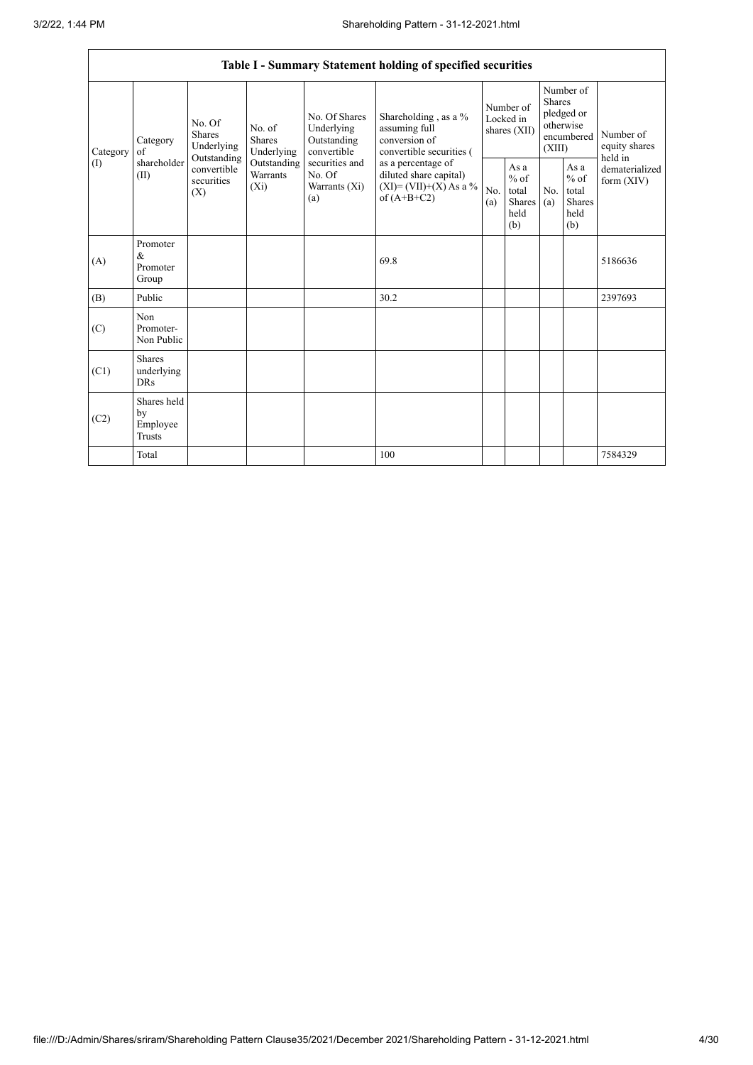## Table I - Summary Statement holding of specified securities

| Category (I) | Category of shareholder (II) | No. Of Shares Underlying Outstanding convertible securities (X) | No. of Shares Underlying Outstanding Warrants (Xi) | No. Of Shares Underlying Outstanding convertible securities and No. Of Warrants (Xi) (a) | Shareholding , as a % assuming full conversion of convertible securities ( as a percentage of diluted share capital) (XI)= (VII)+(X) As a % of (A+B+C2) | Number of Locked in shares (XII) | | Number of Shares pledged or otherwise encumbered (XIII) | | Number of equity shares held in dematerialized form (XIV) |
|---|---|---|---|---|---|---|---|---|---|---|
| | | | | | | No. (a) | As a % of total Shares held (b) | No. (a) | As a % of total Shares held (b) | |
| (A) | Promoter & Promoter Group | | | | 69.8 | | | | | 5186636 |
| (B) | Public | | | | 30.2 | | | | | 2397693 |
| (C) | Non Promoter- Non Public | | | | | | | | | |
| (C1) | Shares underlying DRs | | | | | | | | | |
| (C2) | Shares held by Employee Trusts | | | | | | | | | |
| | Total | | | | 100 | | | | | 7584329 |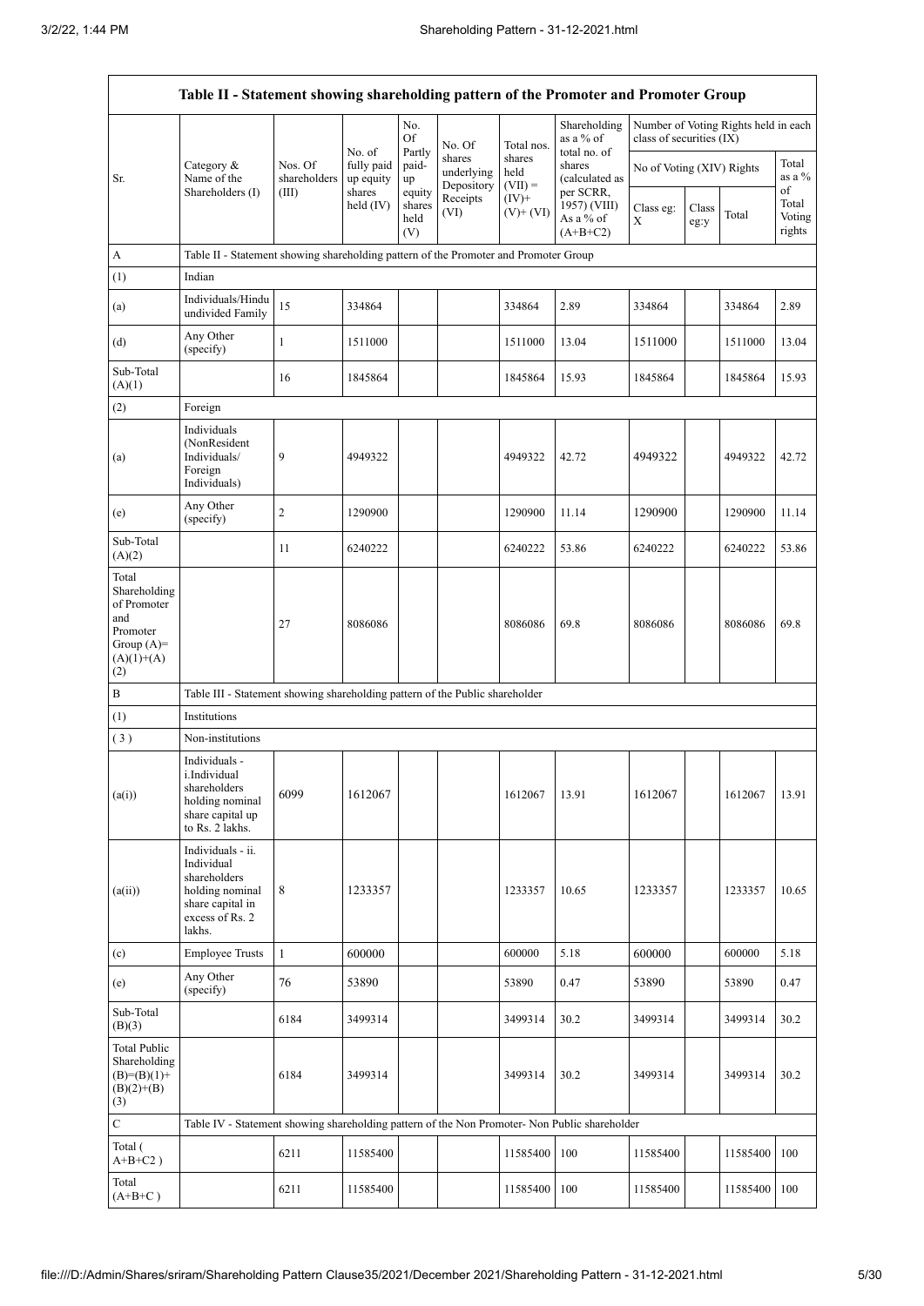| Table II - Statement showing shareholding pattern of the Promoter and Promoter Group | | | | | | | | | | | | |
|---|---|---|---|---|---|---|---|---|---|---|---|---|
| Sr. | Category & Name of the Shareholders (I) | Nos. Of shareholders (III) | No. of fully paid up equity shares held (IV) | No. Of Partly paid-up equity shares held (V) | No. Of shares underlying Depository Receipts (VI) | Total nos. shares held (VII) = (IV)+ (V)+ (VI) | Shareholding as a % of total no. of shares (calculated as per SCRR, 1957) (VIII) As a % of (A+B+C2) | Number of Voting Rights held in each class of securities (IX) | | | |
| | | | | | | | | No of Voting (XIV) Rights | | | Total as a % of Total Voting rights |
| | | | | | | | | Class eg: X | Class eg:y | Total | |
| A | Table II - Statement showing shareholding pattern of the Promoter and Promoter Group | | | | | | | | | | |
| (1) | Indian | | | | | | | | | | |
| (a) | Individuals/Hindu undivided Family | 15 | 334864 | | | 334864 | 2.89 | 334864 | | 334864 | 2.89 |
| (d) | Any Other (specify) | 1 | 1511000 | | | 1511000 | 13.04 | 1511000 | | 1511000 | 13.04 |
| Sub-Total (A)(1) | | 16 | 1845864 | | | 1845864 | 15.93 | 1845864 | | 1845864 | 15.93 |
| (2) | Foreign | | | | | | | | | | |
| (a) | Individuals (NonResident Individuals/ Foreign Individuals) | 9 | 4949322 | | | 4949322 | 42.72 | 4949322 | | 4949322 | 42.72 |
| (e) | Any Other (specify) | 2 | 1290900 | | | 1290900 | 11.14 | 1290900 | | 1290900 | 11.14 |
| Sub-Total (A)(2) | | 11 | 6240222 | | | 6240222 | 53.86 | 6240222 | | 6240222 | 53.86 |
| Total Shareholding of Promoter and Promoter Group (A)= (A)(1)+(A)(2) | | 27 | 8086086 | | | 8086086 | 69.8 | 8086086 | | 8086086 | 69.8 |
| B | Table III - Statement showing shareholding pattern of the Public shareholder | | | | | | | | | | |
| (1) | Institutions | | | | | | | | | | |
| (3) | Non-institutions | | | | | | | | | | |
| (a(i)) | Individuals - i.Individual shareholders holding nominal share capital up to Rs. 2 lakhs. | 6099 | 1612067 | | | 1612067 | 13.91 | 1612067 | | 1612067 | 13.91 |
| (a(ii)) | Individuals - ii. Individual shareholders holding nominal share capital in excess of Rs. 2 lakhs. | 8 | 1233357 | | | 1233357 | 10.65 | 1233357 | | 1233357 | 10.65 |
| (c) | Employee Trusts | 1 | 600000 | | | 600000 | 5.18 | 600000 | | 600000 | 5.18 |
| (e) | Any Other (specify) | 76 | 53890 | | | 53890 | 0.47 | 53890 | | 53890 | 0.47 |
| Sub-Total (B)(3) | | 6184 | 3499314 | | | 3499314 | 30.2 | 3499314 | | 3499314 | 30.2 |
| Total Public Shareholding (B)=(B)(1)+(B)(2)+(B)(3) | | 6184 | 3499314 | | | 3499314 | 30.2 | 3499314 | | 3499314 | 30.2 |
| C | Table IV - Statement showing shareholding pattern of the Non Promoter- Non Public shareholder | | | | | | | | | | |
| Total ( A+B+C2 ) | | 6211 | 11585400 | | | 11585400 | 100 | 11585400 | | 11585400 | 100 |
| Total (A+B+C ) | | 6211 | 11585400 | | | 11585400 | 100 | 11585400 | | 11585400 | 100 |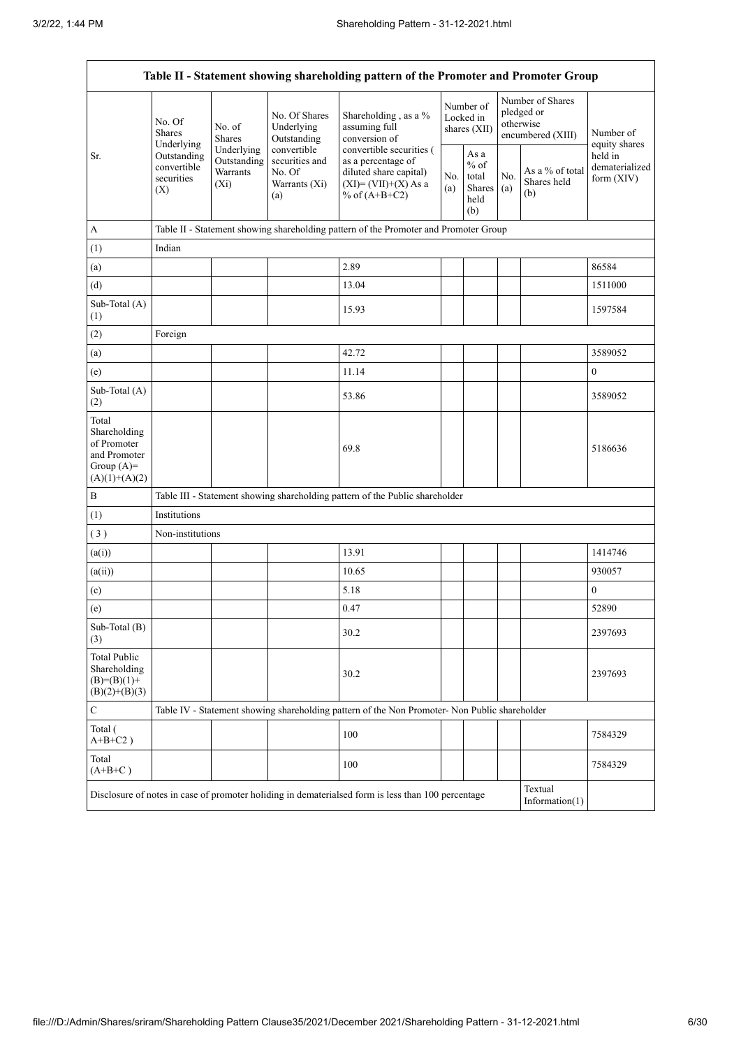| Table II - Statement showing shareholding pattern of the Promoter and Promoter Group | | | | | | | | | |
|---|---|---|---|---|---|---|---|---|---|
| Sr. | No. Of Shares Underlying Outstanding convertible securities (X) | No. of Shares Underlying Outstanding Warrants (Xi) | No. Of Shares Underlying Outstanding convertible securities and No. Of Warrants (Xi) (a) | Shareholding , as a % assuming full conversion of convertible securities ( as a percentage of diluted share capital) (XI)= (VII)+(X) As a % of (A+B+C2) | Number of Locked in shares (XII) | | Number of Shares pledged or otherwise encumbered (XIII) | | Number of equity shares held in dematerialized form (XIV) |
| | | | | | No. (a) | As a % of total Shares held (b) | No. (a) | As a % of total Shares held (b) | |
| A | Table II - Statement showing shareholding pattern of the Promoter and Promoter Group | | | | | | | | |
| (1) | Indian | | | | | | | | |
| (a) | | | | 2.89 | | | | | 86584 |
| (d) | | | | 13.04 | | | | | 1511000 |
| Sub-Total (A) (1) | | | | 15.93 | | | | | 1597584 |
| (2) | Foreign | | | | | | | | |
| (a) | | | | 42.72 | | | | | 3589052 |
| (e) | | | | 11.14 | | | | | 0 |
| Sub-Total (A) (2) | | | | 53.86 | | | | | 3589052 |
| Total Shareholding of Promoter and Promoter Group (A)= (A)(1)+(A)(2) | | | | 69.8 | | | | | 5186636 |
| B | Table III - Statement showing shareholding pattern of the Public shareholder | | | | | | | | |
| (1) | Institutions | | | | | | | | |
| ( 3 ) | Non-institutions | | | | | | | | |
| (a(i)) | | | | 13.91 | | | | | 1414746 |
| (a(ii)) | | | | 10.65 | | | | | 930057 |
| (c) | | | | 5.18 | | | | | 0 |
| (e) | | | | 0.47 | | | | | 52890 |
| Sub-Total (B) (3) | | | | 30.2 | | | | | 2397693 |
| Total Public Shareholding (B)=(B)(1)+ (B)(2)+(B)(3) | | | | 30.2 | | | | | 2397693 |
| C | Table IV - Statement showing shareholding pattern of the Non Promoter- Non Public shareholder | | | | | | | | |
| Total ( A+B+C2 ) | | | | 100 | | | | | 7584329 |
| Total (A+B+C ) | | | | 100 | | | | | 7584329 |
| Disclosure of notes in case of promoter holiding in dematerialsed form is less than 100 percentage | | | | | | | | Textual Information(1) | |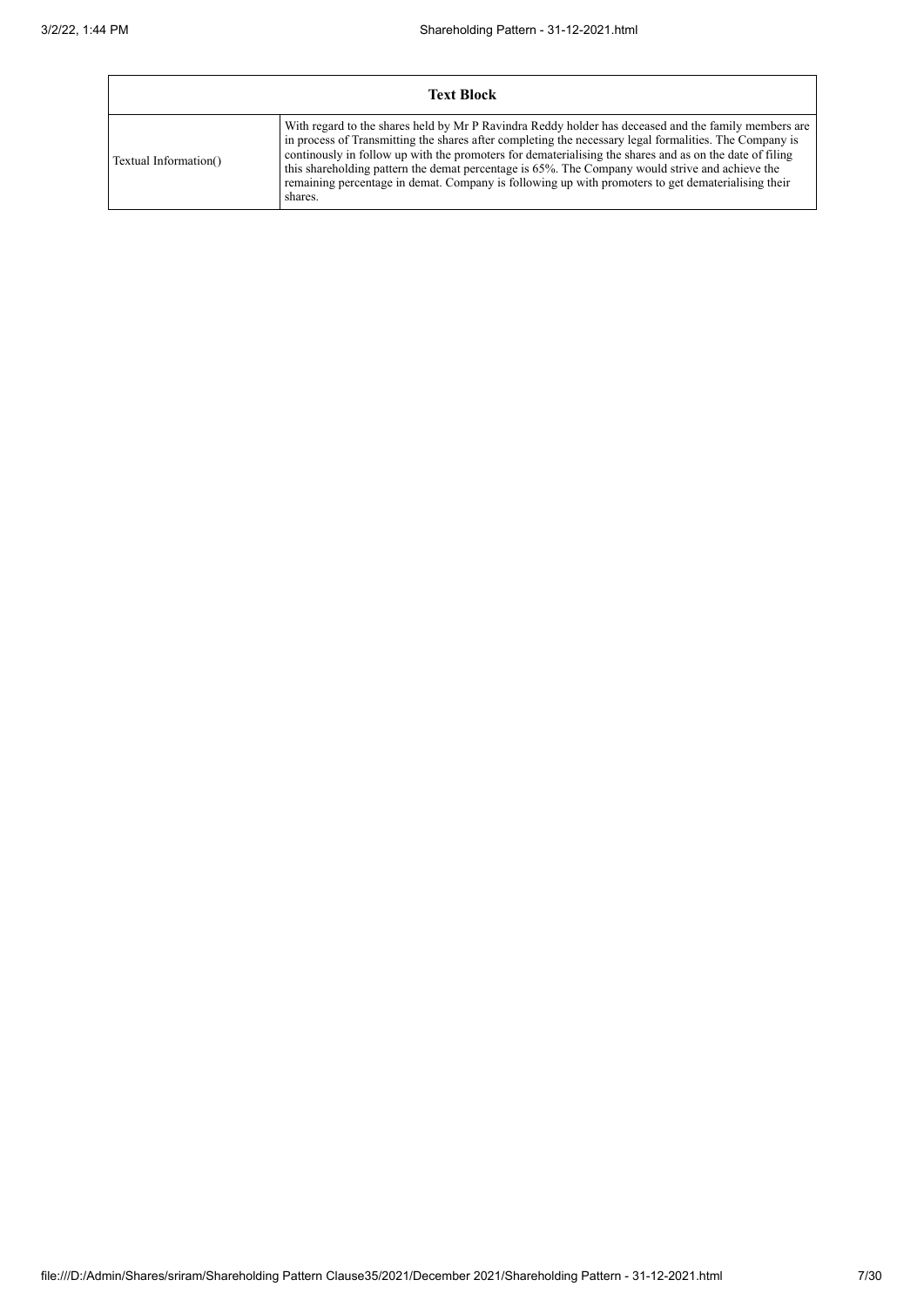| Text Block | |
|---|---|
| Textual Information() | With regard to the shares held by Mr P Ravindra Reddy holder has deceased and the family members are in process of Transmitting the shares after completing the necessary legal formalities. The Company is continously in follow up with the promoters for dematerialising the shares and as on the date of filing this shareholding pattern the demat percentage is 65%. The Company would strive and achieve the remaining percentage in demat. Company is following up with promoters to get dematerialising their shares. |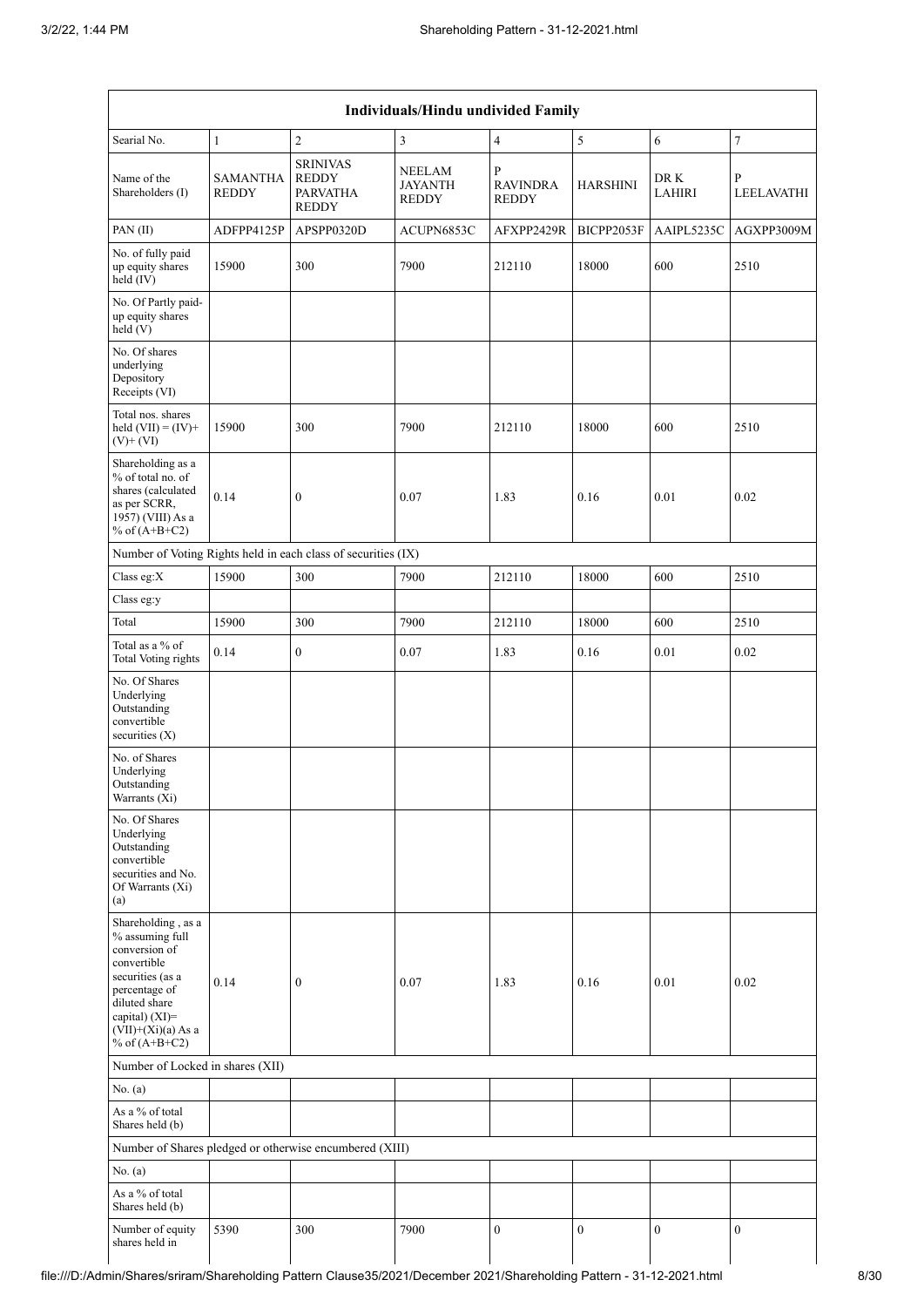| Individuals/Hindu undivided Family | | | | | | | |
|---|---|---|---|---|---|---|---|
| Searial No. | 1 | 2 | 3 | 4 | 5 | 6 | 7 |
| Name of the Shareholders (I) | SAMANTHA REDDY | SRINIVAS REDDY PARVATHA REDDY | NEELAM JAYANTH REDDY | P RAVINDRA REDDY | HARSHINI | DR K LAHIRI | P LEELAVATHI |
| PAN (II) | ADFPP4125P | APSPP0320D | ACUPN6853C | AFXPP2429R | BICPP2053F | AAIPL5235C | AGXPP3009M |
| No. of fully paid up equity shares held (IV) | 15900 | 300 | 7900 | 212110 | 18000 | 600 | 2510 |
| No. Of Partly paid-up equity shares held (V) | | | | | | | |
| No. Of shares underlying Depository Receipts (VI) | | | | | | | |
| Total nos. shares held (VII) = (IV)+ (V)+ (VI) | 15900 | 300 | 7900 | 212110 | 18000 | 600 | 2510 |
| Shareholding as a % of total no. of shares (calculated as per SCRR, 1957) (VIII) As a % of (A+B+C2) | 0.14 | 0 | 0.07 | 1.83 | 0.16 | 0.01 | 0.02 |
| Number of Voting Rights held in each class of securities (IX) | | | | | | | |
| Class eg:X | 15900 | 300 | 7900 | 212110 | 18000 | 600 | 2510 |
| Class eg:y | | | | | | | |
| Total | 15900 | 300 | 7900 | 212110 | 18000 | 600 | 2510 |
| Total as a % of Total Voting rights | 0.14 | 0 | 0.07 | 1.83 | 0.16 | 0.01 | 0.02 |
| No. Of Shares Underlying Outstanding convertible securities (X) | | | | | | | |
| No. of Shares Underlying Outstanding Warrants (Xi) | | | | | | | |
| No. Of Shares Underlying Outstanding convertible securities and No. Of Warrants (Xi) (a) | | | | | | | |
| Shareholding , as a % assuming full conversion of convertible securities (as a percentage of diluted share capital) (XI)= (VII)+(Xi)(a) As a % of (A+B+C2) | 0.14 | 0 | 0.07 | 1.83 | 0.16 | 0.01 | 0.02 |
| Number of Locked in shares (XII) | | | | | | | |
| No. (a) | | | | | | | |
| As a % of total Shares held (b) | | | | | | | |
| Number of Shares pledged or otherwise encumbered (XIII) | | | | | | | |
| No. (a) | | | | | | | |
| As a % of total Shares held (b) | | | | | | | |
| Number of equity shares held in | 5390 | 300 | 7900 | 0 | 0 | 0 | 0 |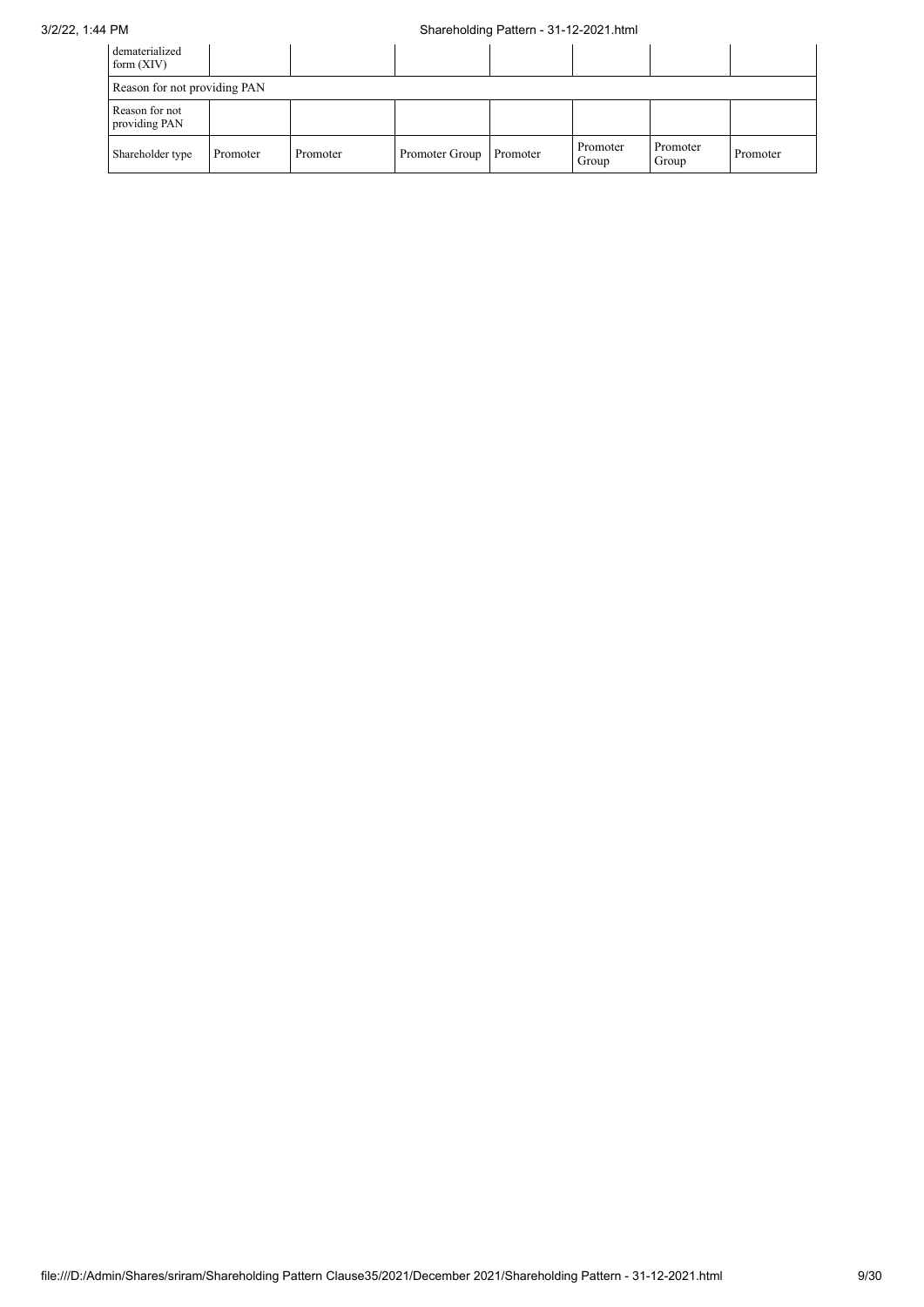| dematerialized form (XIV) | | | | | | | |
|---|---|---|---|---|---|---|---|
| Reason for not providing PAN | | | | | | | |
| Reason for not providing PAN | | | | | | | |
| Shareholder type | Promoter | Promoter | Promoter Group | Promoter | Promoter Group | Promoter Group | Promoter |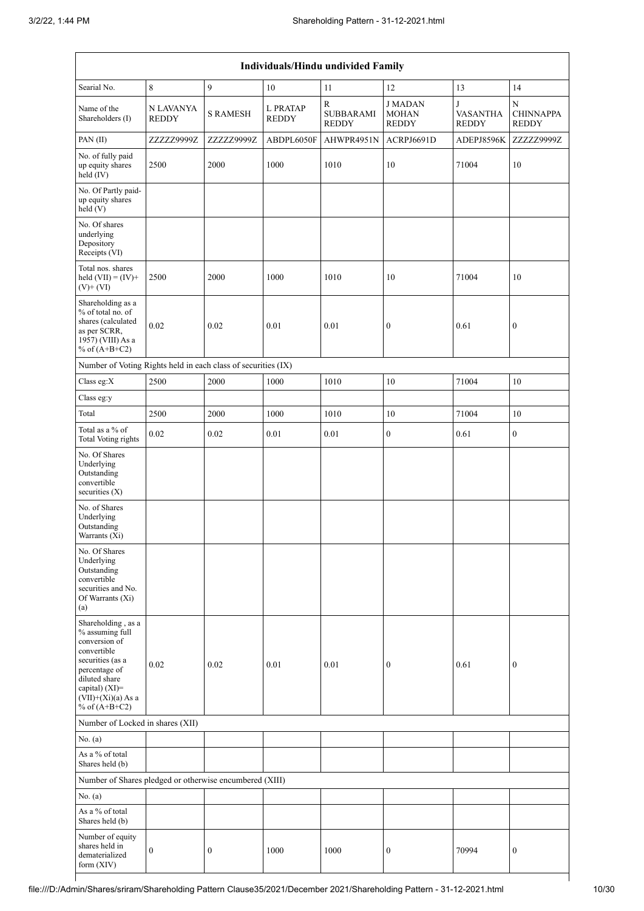| Individuals/Hindu undivided Family | | | | | | | |
|---|---|---|---|---|---|---|---|
| Searial No. | 8 | 9 | 10 | 11 | 12 | 13 | 14 |
| Name of the Shareholders (I) | N LAVANYA REDDY | S RAMESH | L PRATAP REDDY | R SUBBARAMI REDDY | J MADAN MOHAN REDDY | J VASANTHA REDDY | N CHINNAPPA REDDY |
| PAN (II) | ZZZZZ9999Z | ZZZZZ9999Z | ABDPL6050F | AHWPR4951N | ACRPJ6691D | ADEPJ8596K | ZZZZZ9999Z |
| No. of fully paid up equity shares held (IV) | 2500 | 2000 | 1000 | 1010 | 10 | 71004 | 10 |
| No. Of Partly paid-up equity shares held (V) | | | | | | | |
| No. Of shares underlying Depository Receipts (VI) | | | | | | | |
| Total nos. shares held (VII) = (IV)+ (V)+ (VI) | 2500 | 2000 | 1000 | 1010 | 10 | 71004 | 10 |
| Shareholding as a % of total no. of shares (calculated as per SCRR, 1957) (VIII) As a % of (A+B+C2) | 0.02 | 0.02 | 0.01 | 0.01 | 0 | 0.61 | 0 |
| Number of Voting Rights held in each class of securities (IX) | | | | | | | |
| Class eg:X | 2500 | 2000 | 1000 | 1010 | 10 | 71004 | 10 |
| Class eg:y | | | | | | | |
| Total | 2500 | 2000 | 1000 | 1010 | 10 | 71004 | 10 |
| Total as a % of Total Voting rights | 0.02 | 0.02 | 0.01 | 0.01 | 0 | 0.61 | 0 |
| No. Of Shares Underlying Outstanding convertible securities (X) | | | | | | | |
| No. of Shares Underlying Outstanding Warrants (Xi) | | | | | | | |
| No. Of Shares Underlying Outstanding convertible securities and No. Of Warrants (Xi) (a) | | | | | | | |
| Shareholding , as a % assuming full conversion of convertible securities (as a percentage of diluted share capital) (XI)= (VII)+(Xi)(a) As a % of (A+B+C2) | 0.02 | 0.02 | 0.01 | 0.01 | 0 | 0.61 | 0 |
| Number of Locked in shares (XII) | | | | | | | |
| No. (a) | | | | | | | |
| As a % of total Shares held (b) | | | | | | | |
| Number of Shares pledged or otherwise encumbered (XIII) | | | | | | | |
| No. (a) | | | | | | | |
| As a % of total Shares held (b) | | | | | | | |
| Number of equity shares held in dematerialized form (XIV) | 0 | 0 | 1000 | 1000 | 0 | 70994 | 0 |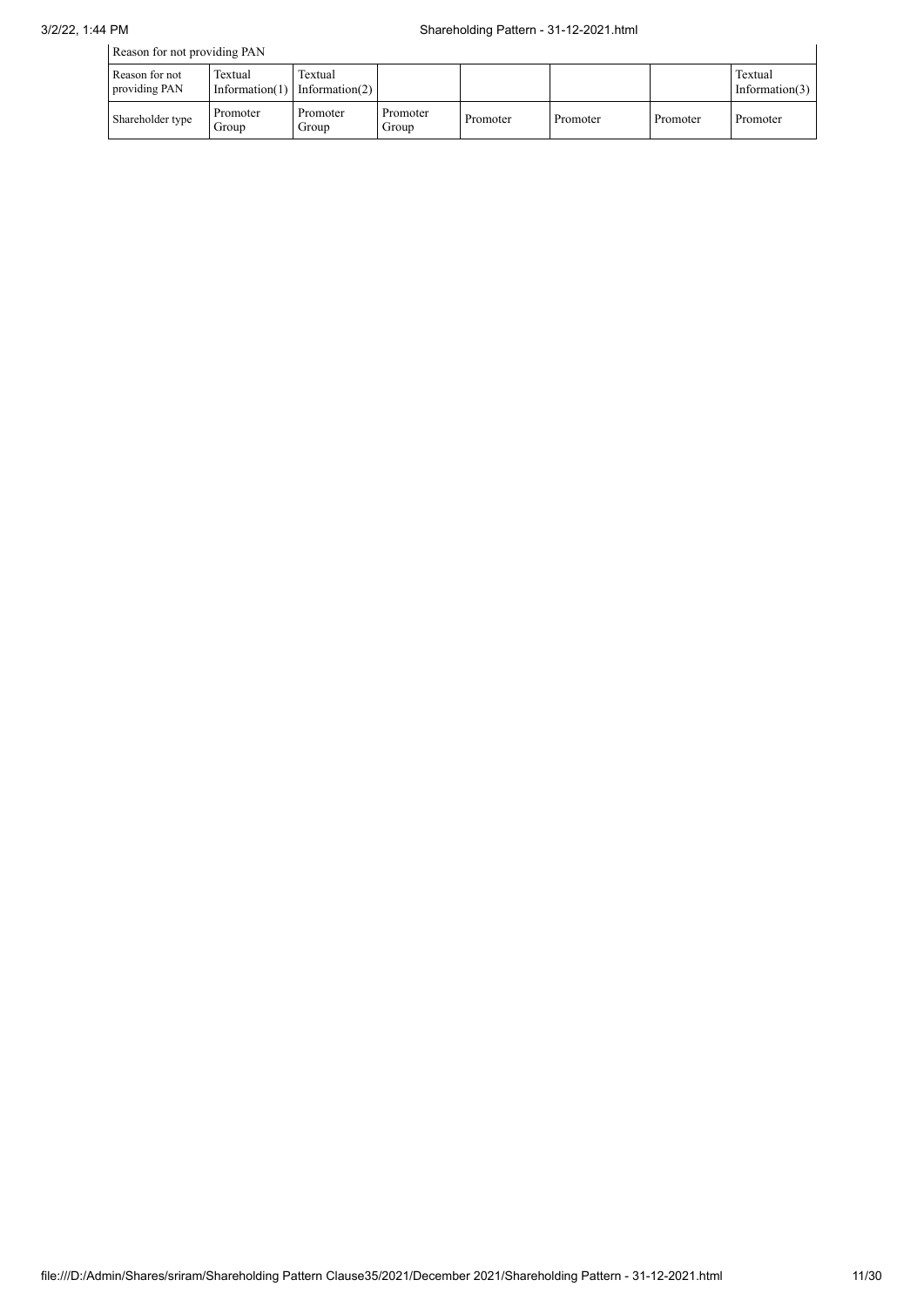| Reason for not providing PAN | | | | | | | |
|---|---|---|---|---|---|---|---|
| Reason for not providing PAN | Textual Information(1) | Textual Information(2) | | | | | Textual Information(3) |
| Shareholder type | Promoter Group | Promoter Group | Promoter Group | Promoter | Promoter | Promoter | Promoter |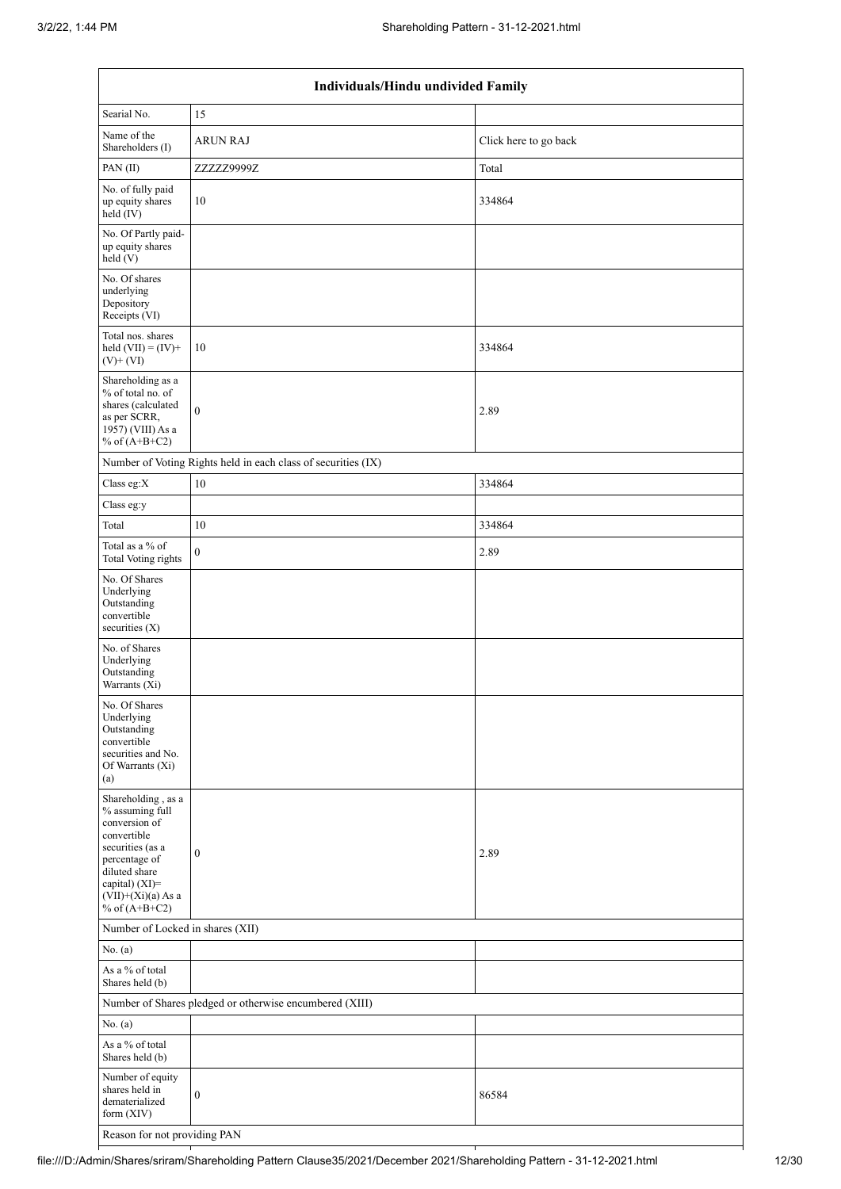| Individuals/Hindu undivided Family | | |
|---|---|---|
| Searial No. | 15 | |
| Name of the Shareholders (I) | ARUN RAJ | Click here to go back |
| PAN (II) | ZZZZZ9999Z | Total |
| No. of fully paid up equity shares held (IV) | 10 | 334864 |
| No. Of Partly paid-up equity shares held (V) | | |
| No. Of shares underlying Depository Receipts (VI) | | |
| Total nos. shares held (VII) = (IV)+(V)+ (VI) | 10 | 334864 |
| Shareholding as a % of total no. of shares (calculated as per SCRR, 1957) (VIII) As a % of (A+B+C2) | 0 | 2.89 |
| Number of Voting Rights held in each class of securities (IX) | | |
| Class eg:X | 10 | 334864 |
| Class eg:y | | |
| Total | 10 | 334864 |
| Total as a % of Total Voting rights | 0 | 2.89 |
| No. Of Shares Underlying Outstanding convertible securities (X) | | |
| No. of Shares Underlying Outstanding Warrants (Xi) | | |
| No. Of Shares Underlying Outstanding convertible securities and No. Of Warrants (Xi) (a) | | |
| Shareholding , as a % assuming full conversion of convertible securities (as a percentage of diluted share capital) (XI)= (VII)+(Xi)(a) As a % of (A+B+C2) | 0 | 2.89 |
| Number of Locked in shares (XII) | | |
| No. (a) | | |
| As a % of total Shares held (b) | | |
| Number of Shares pledged or otherwise encumbered (XIII) | | |
| No. (a) | | |
| As a % of total Shares held (b) | | |
| Number of equity shares held in dematerialized form (XIV) | 0 | 86584 |
| Reason for not providing PAN | | |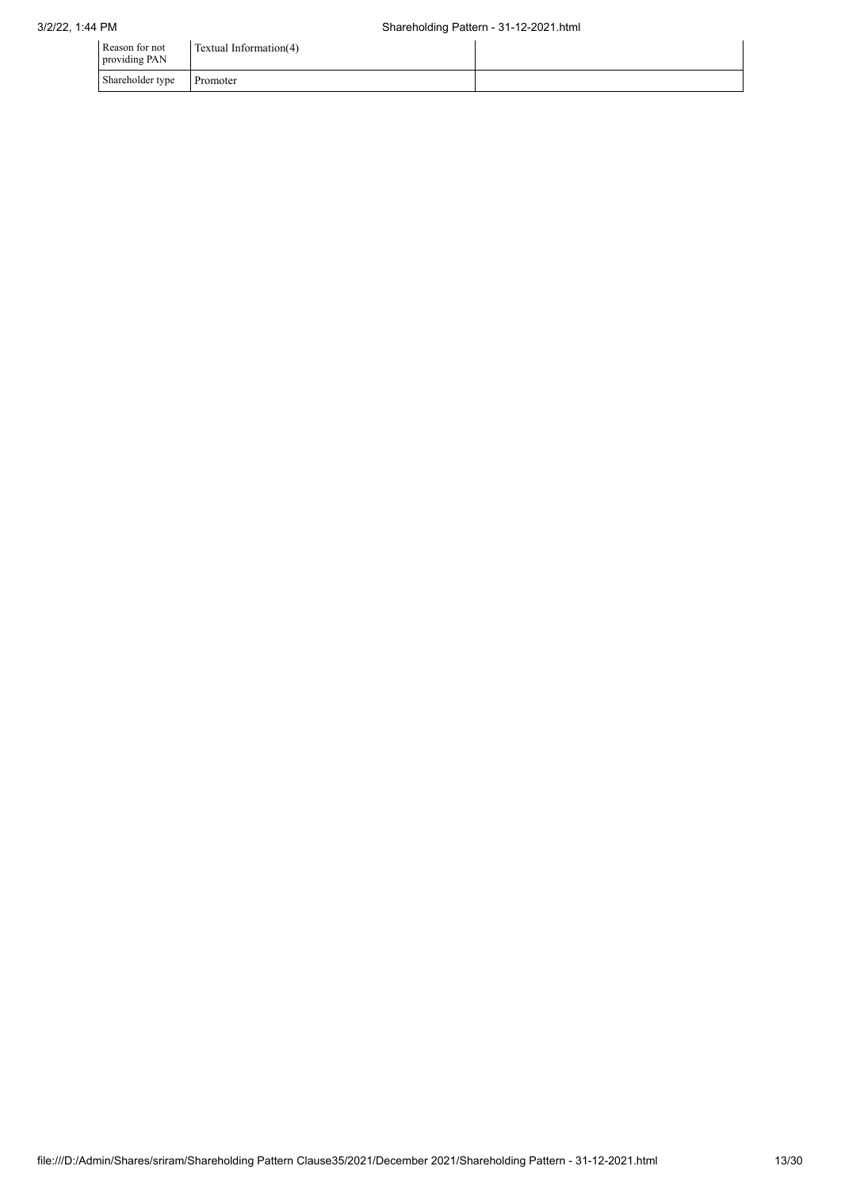| Reason for not providing PAN | Textual Information(4) | |
|---|---|---|
| Shareholder type | Promoter | |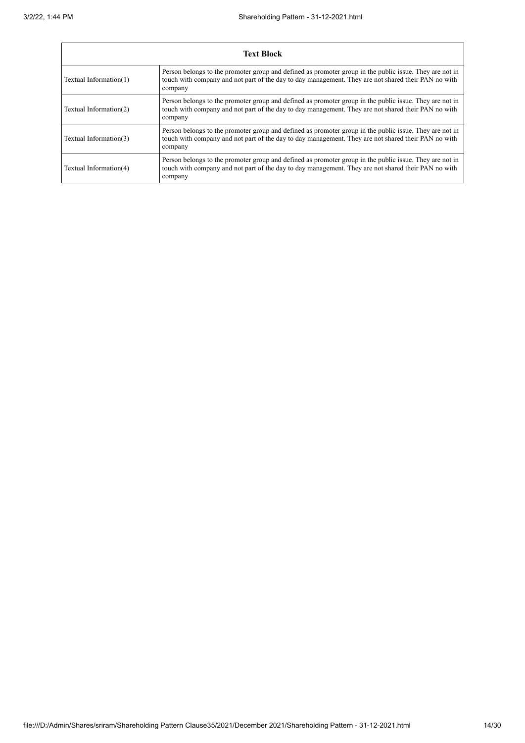| Text Block | |
|---|---|
| Textual Information(1) | Person belongs to the promoter group and defined as promoter group in the public issue. They are not in touch with company and not part of the day to day management. They are not shared their PAN no with company |
| Textual Information(2) | Person belongs to the promoter group and defined as promoter group in the public issue. They are not in touch with company and not part of the day to day management. They are not shared their PAN no with company |
| Textual Information(3) | Person belongs to the promoter group and defined as promoter group in the public issue. They are not in touch with company and not part of the day to day management. They are not shared their PAN no with company |
| Textual Information(4) | Person belongs to the promoter group and defined as promoter group in the public issue. They are not in touch with company and not part of the day to day management. They are not shared their PAN no with company |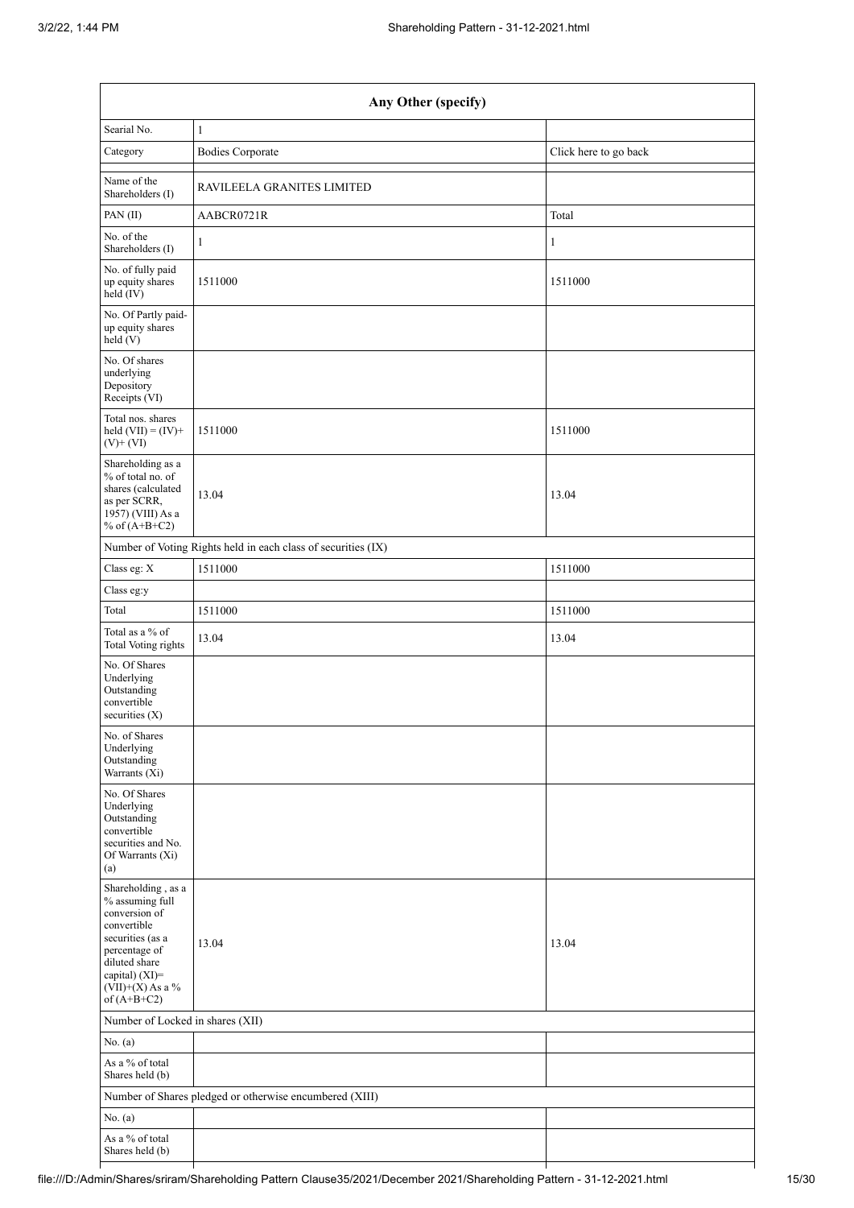| Any Other (specify) | | |
|---|---|---|
| Searial No. | 1 | |
| Category | Bodies Corporate | Click here to go back |
| Name of the Shareholders (I) | RAVILEELA GRANITES LIMITED | |
| PAN (II) | AABCR0721R | Total |
| No. of the Shareholders (I) | 1 | 1 |
| No. of fully paid up equity shares held (IV) | 1511000 | 1511000 |
| No. Of Partly paid-up equity shares held (V) | | |
| No. Of shares underlying Depository Receipts (VI) | | |
| Total nos. shares held (VII) = (IV)+ (V)+ (VI) | 1511000 | 1511000 |
| Shareholding as a % of total no. of shares (calculated as per SCRR, 1957) (VIII) As a % of (A+B+C2) | 13.04 | 13.04 |
| Number of Voting Rights held in each class of securities (IX) | | |
| Class eg: X | 1511000 | 1511000 |
| Class eg:y | | |
| Total | 1511000 | 1511000 |
| Total as a % of Total Voting rights | 13.04 | 13.04 |
| No. Of Shares Underlying Outstanding convertible securities (X) | | |
| No. of Shares Underlying Outstanding Warrants (Xi) | | |
| No. Of Shares Underlying Outstanding convertible securities and No. Of Warrants (Xi) (a) | | |
| Shareholding , as a % assuming full conversion of convertible securities (as a percentage of diluted share capital) (XI)= (VII)+(X) As a % of (A+B+C2) | 13.04 | 13.04 |
| Number of Locked in shares (XII) | | |
| No. (a) | | |
| As a % of total Shares held (b) | | |
| Number of Shares pledged or otherwise encumbered (XIII) | | |
| No. (a) | | |
| As a % of total Shares held (b) | | |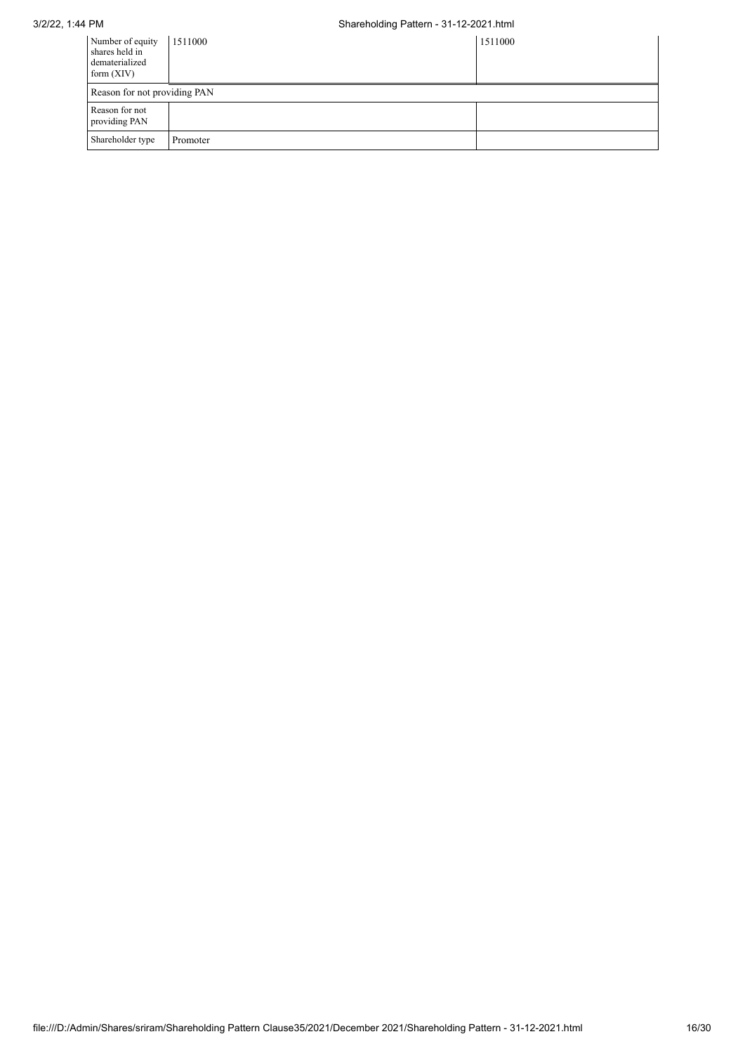| Number of equity shares held in dematerialized form (XIV) | 1511000 | 1511000 |
| --- | --- | --- |
| Reason for not providing PAN | | |
| Reason for not providing PAN | | |
| Shareholder type | Promoter | |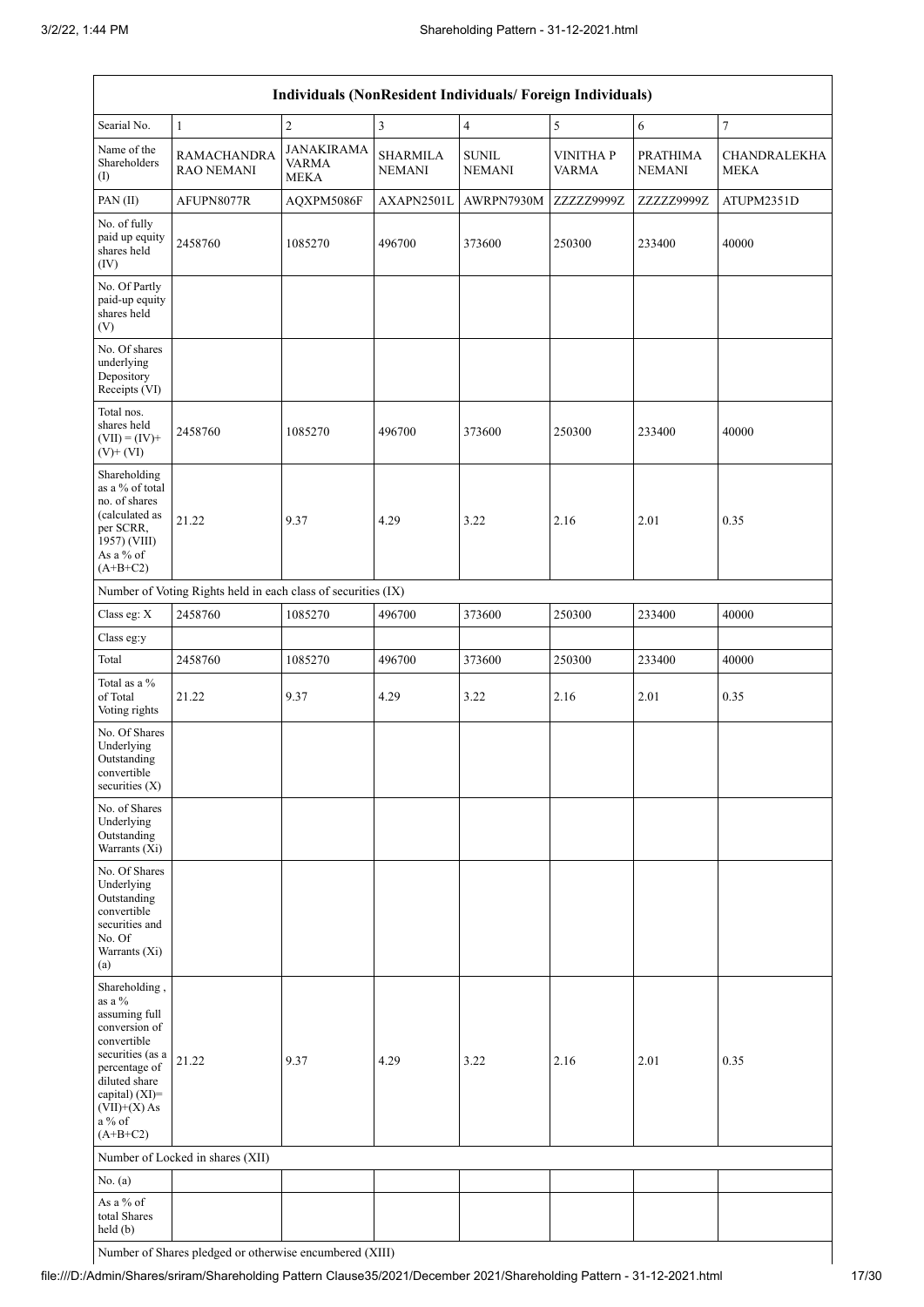| Individuals (NonResident Individuals/ Foreign Individuals) | | | | | | | |
|---|---|---|---|---|---|---|---|
| Searial No. | 1 | 2 | 3 | 4 | 5 | 6 | 7 |
| Name of the Shareholders (I) | RAMACHANDRA RAO NEMANI | JANAKIRAMA VARMA MEKA | SHARMILA NEMANI | SUNIL NEMANI | VINITHA P VARMA | PRATHIMA NEMANI | CHANDRALEKHA MEKA |
| PAN (II) | AFUPN8077R | AQXPM5086F | AXAPN2501L | AWRPN7930M | ZZZZZ9999Z | ZZZZZ9999Z | ATUPM2351D |
| No. of fully paid up equity shares held (IV) | 2458760 | 1085270 | 496700 | 373600 | 250300 | 233400 | 40000 |
| No. Of Partly paid-up equity shares held (V) | | | | | | | |
| No. Of shares underlying Depository Receipts (VI) | | | | | | | |
| Total nos. shares held (VII) = (IV)+(V)+ (VI) | 2458760 | 1085270 | 496700 | 373600 | 250300 | 233400 | 40000 |
| Shareholding as a % of total no. of shares (calculated as per SCRR, 1957) (VIII) As a % of (A+B+C2) | 21.22 | 9.37 | 4.29 | 3.22 | 2.16 | 2.01 | 0.35 |
| Number of Voting Rights held in each class of securities (IX) | | | | | | | |
| Class eg: X | 2458760 | 1085270 | 496700 | 373600 | 250300 | 233400 | 40000 |
| Class eg:y | | | | | | | |
| Total | 2458760 | 1085270 | 496700 | 373600 | 250300 | 233400 | 40000 |
| Total as a % of Total Voting rights | 21.22 | 9.37 | 4.29 | 3.22 | 2.16 | 2.01 | 0.35 |
| No. Of Shares Underlying Outstanding convertible securities (X) | | | | | | | |
| No. of Shares Underlying Outstanding Warrants (Xi) | | | | | | | |
| No. Of Shares Underlying Outstanding convertible securities and No. Of Warrants (Xi) (a) | | | | | | | |
| Shareholding , as a % assuming full conversion of convertible securities (as a percentage of diluted share capital) (XI)= (VII)+(X) As a % of (A+B+C2) | 21.22 | 9.37 | 4.29 | 3.22 | 2.16 | 2.01 | 0.35 |
| Number of Locked in shares (XII) | | | | | | | |
| No. (a) | | | | | | | |
| As a % of total Shares held (b) | | | | | | | |
| Number of Shares pledged or otherwise encumbered (XIII) | | | | | | | |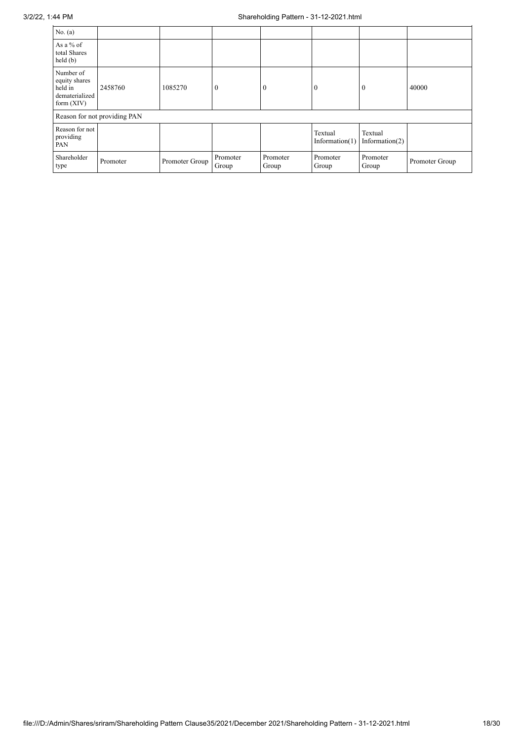| No. (a) | | | | | | | |
|---|---|---|---|---|---|---|---|
| As a % of total Shares held (b) | | | | | | | |
| Number of equity shares held in dematerialized form (XIV) | 2458760 | 1085270 | 0 | 0 | 0 | 0 | 40000 |
| Reason for not providing PAN | | | | | | | |
| Reason for not providing PAN | | | | | Textual Information(1) | Textual Information(2) | |
| Shareholder type | Promoter | Promoter Group | Promoter Group | Promoter Group | Promoter Group | Promoter Group | Promoter Group |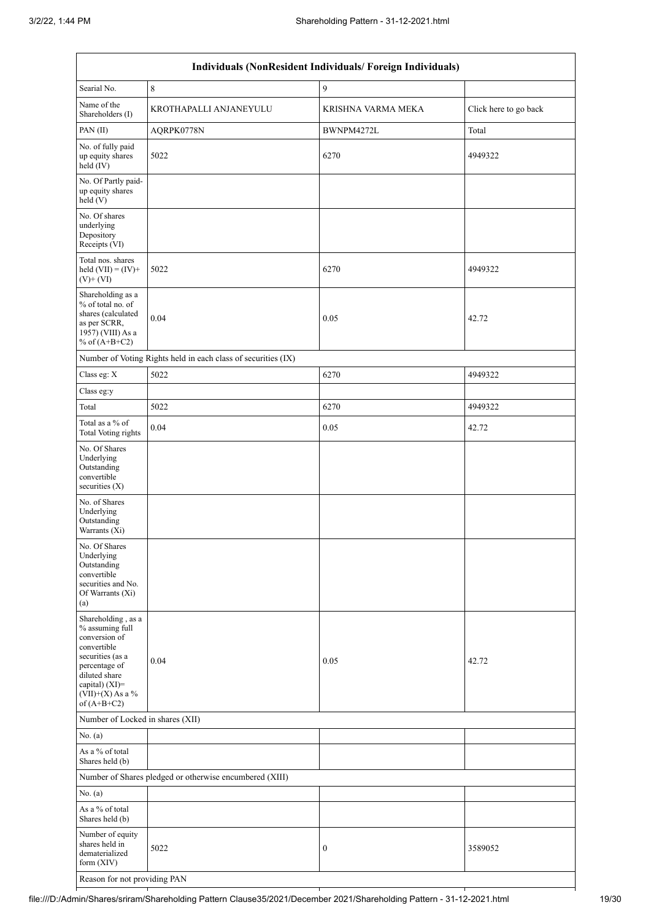| Individuals (NonResident Individuals/ Foreign Individuals) | | | |
|---|---|---|---|
| Searial No. | 8 | 9 | |
| Name of the Shareholders (I) | KROTHAPALLI ANJANEYULU | KRISHNA VARMA MEKA | Click here to go back |
| PAN (II) | AQRPK0778N | BWNPM4272L | Total |
| No. of fully paid up equity shares held (IV) | 5022 | 6270 | 4949322 |
| No. Of Partly paid-up equity shares held (V) | | | |
| No. Of shares underlying Depository Receipts (VI) | | | |
| Total nos. shares held (VII) = (IV)+ (V)+ (VI) | 5022 | 6270 | 4949322 |
| Shareholding as a % of total no. of shares (calculated as per SCRR, 1957) (VIII) As a % of (A+B+C2) | 0.04 | 0.05 | 42.72 |
| Number of Voting Rights held in each class of securities (IX) | | | |
| Class eg: X | 5022 | 6270 | 4949322 |
| Class eg:y | | | |
| Total | 5022 | 6270 | 4949322 |
| Total as a % of Total Voting rights | 0.04 | 0.05 | 42.72 |
| No. Of Shares Underlying Outstanding convertible securities (X) | | | |
| No. of Shares Underlying Outstanding Warrants (Xi) | | | |
| No. Of Shares Underlying Outstanding convertible securities and No. Of Warrants (Xi) (a) | | | |
| Shareholding , as a % assuming full conversion of convertible securities (as a percentage of diluted share capital) (XI)= (VII)+(X) As a % of (A+B+C2) | 0.04 | 0.05 | 42.72 |
| Number of Locked in shares (XII) | | | |
| No. (a) | | | |
| As a % of total Shares held (b) | | | |
| Number of Shares pledged or otherwise encumbered (XIII) | | | |
| No. (a) | | | |
| As a % of total Shares held (b) | | | |
| Number of equity shares held in dematerialized form (XIV) | 5022 | 0 | 3589052 |
| Reason for not providing PAN | | | |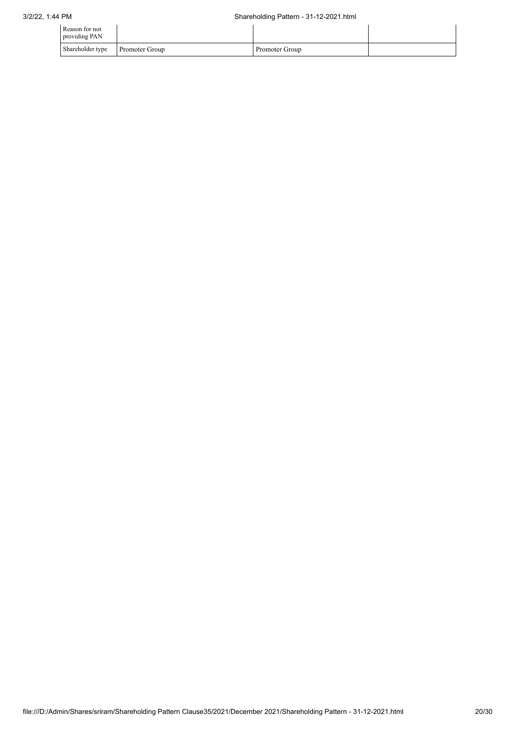| Reason for not providing PAN | | | |
|---|---|---|---|
| Shareholder type | Promoter Group | Promoter Group | |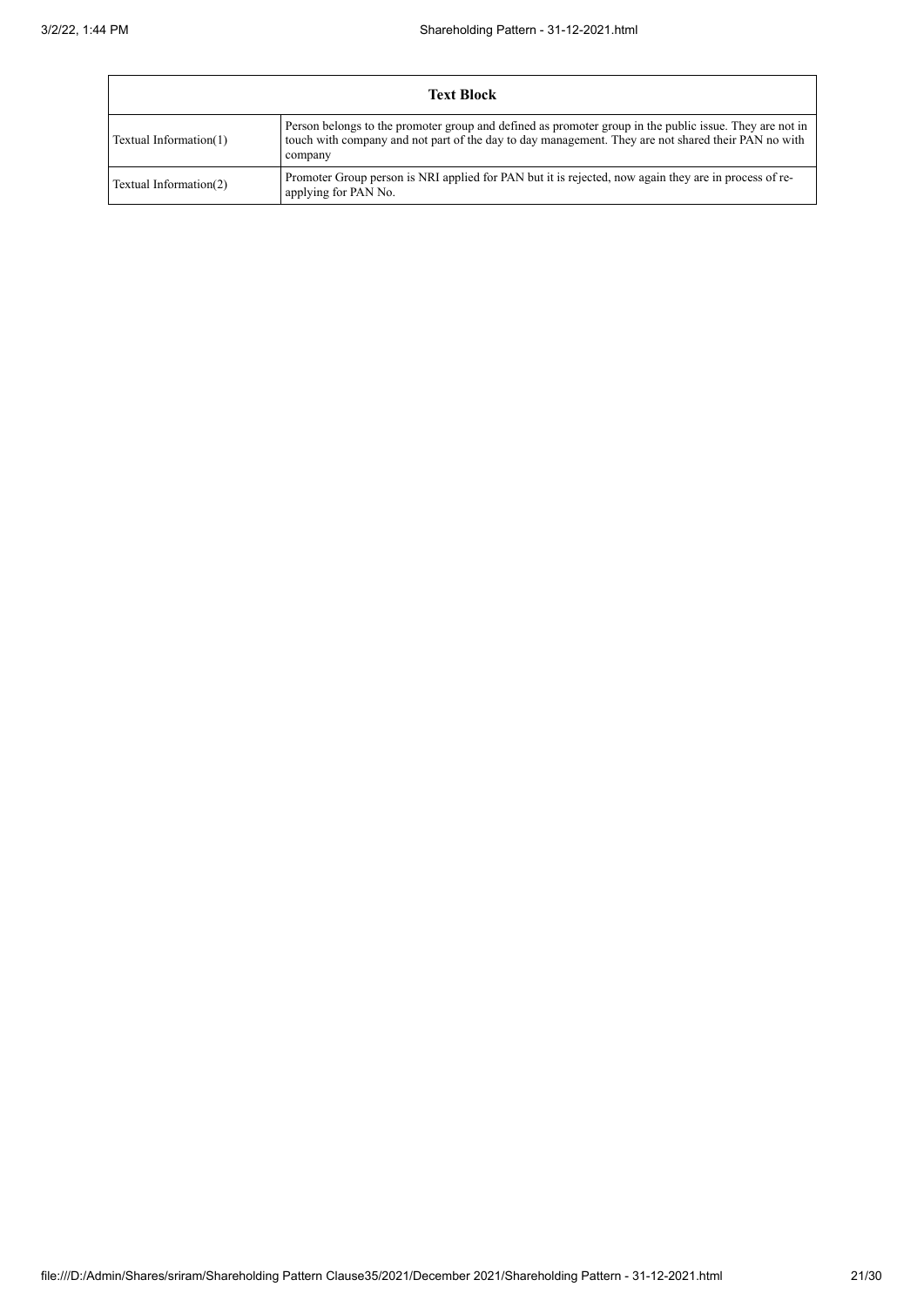| Text Block | |
|---|---|
| Textual Information(1) | Person belongs to the promoter group and defined as promoter group in the public issue. They are not in touch with company and not part of the day to day management. They are not shared their PAN no with company |
| Textual Information(2) | Promoter Group person is NRI applied for PAN but it is rejected, now again they are in process of re-applying for PAN No. |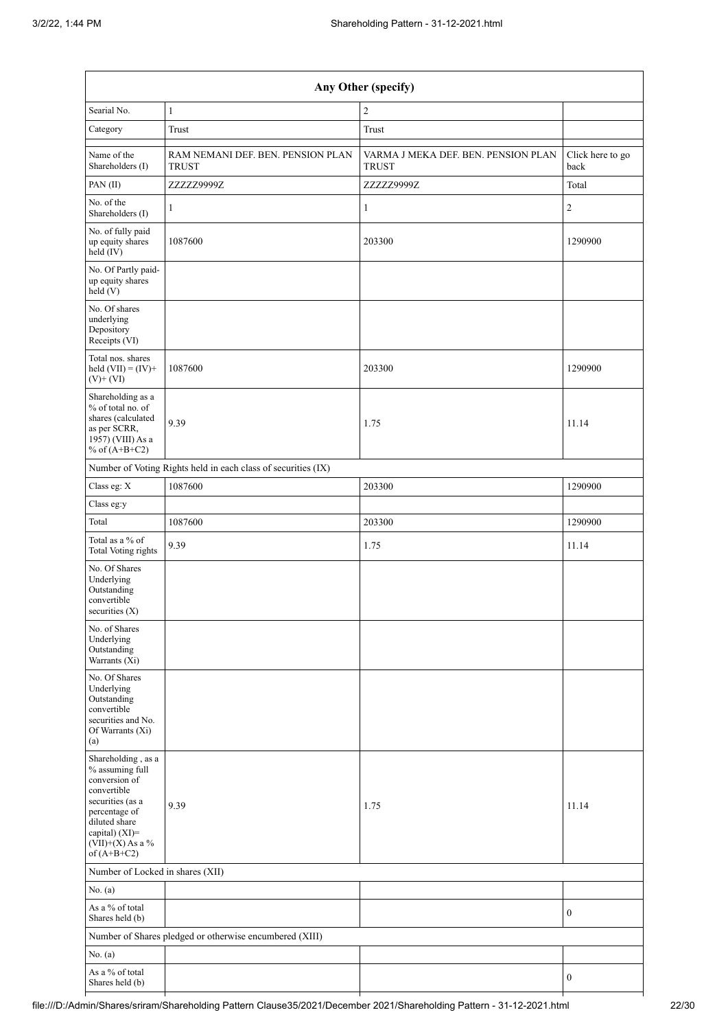| Any Other (specify) | | | |
|---|---|---|---|
| Searial No. | 1 | 2 | |
| Category | Trust | Trust | |
| Name of the Shareholders (I) | RAM NEMANI DEF. BEN. PENSION PLAN TRUST | VARMA J MEKA DEF. BEN. PENSION PLAN TRUST | Click here to go back |
| PAN (II) | ZZZZZ9999Z | ZZZZZ9999Z | Total |
| No. of the Shareholders (I) | 1 | 1 | 2 |
| No. of fully paid up equity shares held (IV) | 1087600 | 203300 | 1290900 |
| No. Of Partly paid-up equity shares held (V) | | | |
| No. Of shares underlying Depository Receipts (VI) | | | |
| Total nos. shares held (VII) = (IV)+ (V)+ (VI) | 1087600 | 203300 | 1290900 |
| Shareholding as a % of total no. of shares (calculated as per SCRR, 1957) (VIII) As a % of (A+B+C2) | 9.39 | 1.75 | 11.14 |
| Number of Voting Rights held in each class of securities (IX) | | | |
| Class eg: X | 1087600 | 203300 | 1290900 |
| Class eg:y | | | |
| Total | 1087600 | 203300 | 1290900 |
| Total as a % of Total Voting rights | 9.39 | 1.75 | 11.14 |
| No. Of Shares Underlying Outstanding convertible securities (X) | | | |
| No. of Shares Underlying Outstanding Warrants (Xi) | | | |
| No. Of Shares Underlying Outstanding convertible securities and No. Of Warrants (Xi) (a) | | | |
| Shareholding , as a % assuming full conversion of convertible securities (as a percentage of diluted share capital) (XI)= (VII)+(X) As a % of (A+B+C2) | 9.39 | 1.75 | 11.14 |
| Number of Locked in shares (XII) | | | |
| No. (a) | | | |
| As a % of total Shares held (b) | | | 0 |
| Number of Shares pledged or otherwise encumbered (XIII) | | | |
| No. (a) | | | |
| As a % of total Shares held (b) | | | 0 |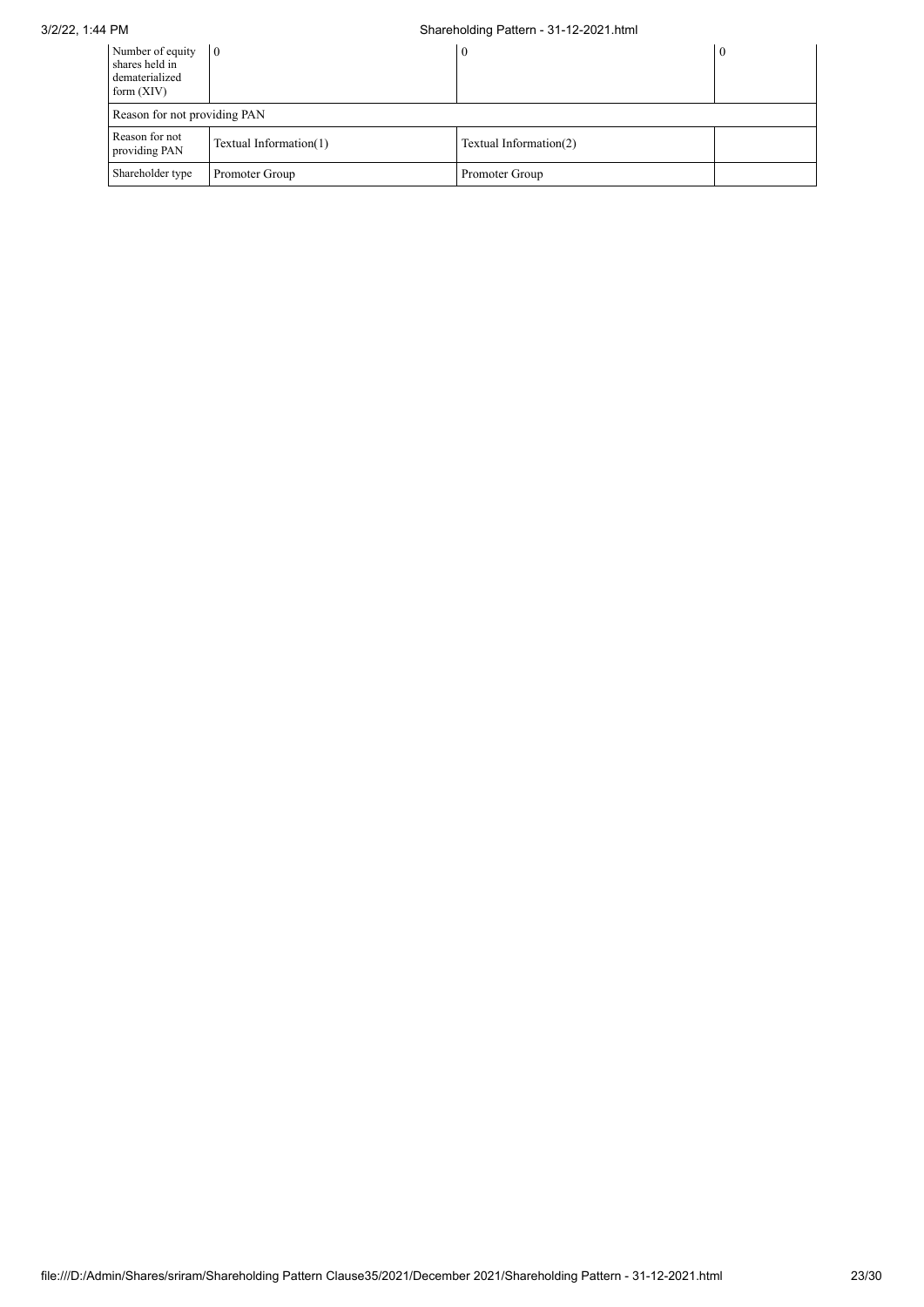| Number of equity shares held in dematerialized form (XIV) | 0 | 0 | 0 |
|---|---|---|---|
| Reason for not providing PAN | | | |
| Reason for not providing PAN | Textual Information(1) | Textual Information(2) | |
| Shareholder type | Promoter Group | Promoter Group | |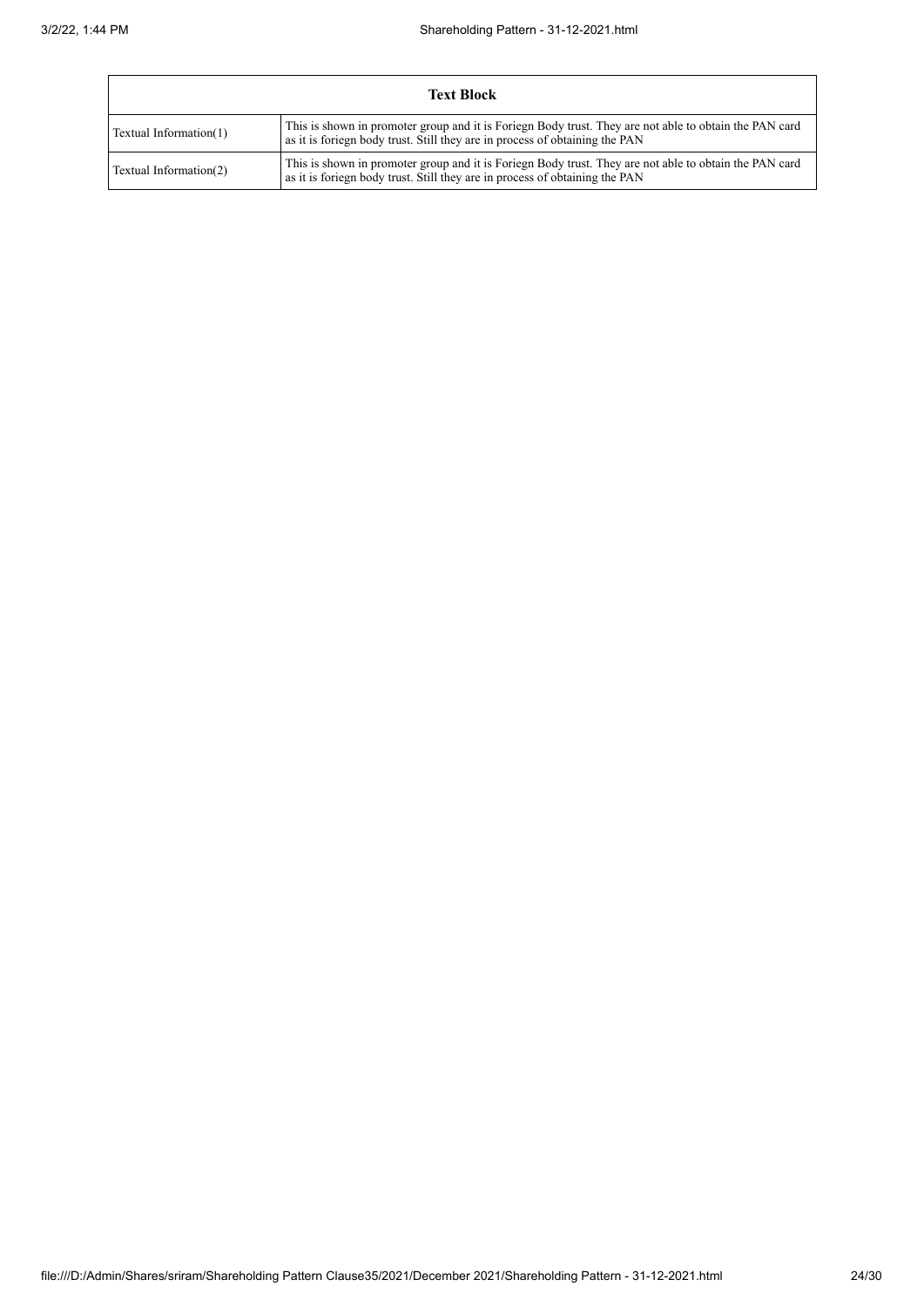| Text Block | |
|---|---|
| Textual Information(1) | This is shown in promoter group and it is Foriegn Body trust. They are not able to obtain the PAN card as it is foriegn body trust. Still they are in process of obtaining the PAN |
| Textual Information(2) | This is shown in promoter group and it is Foriegn Body trust. They are not able to obtain the PAN card as it is foriegn body trust. Still they are in process of obtaining the PAN |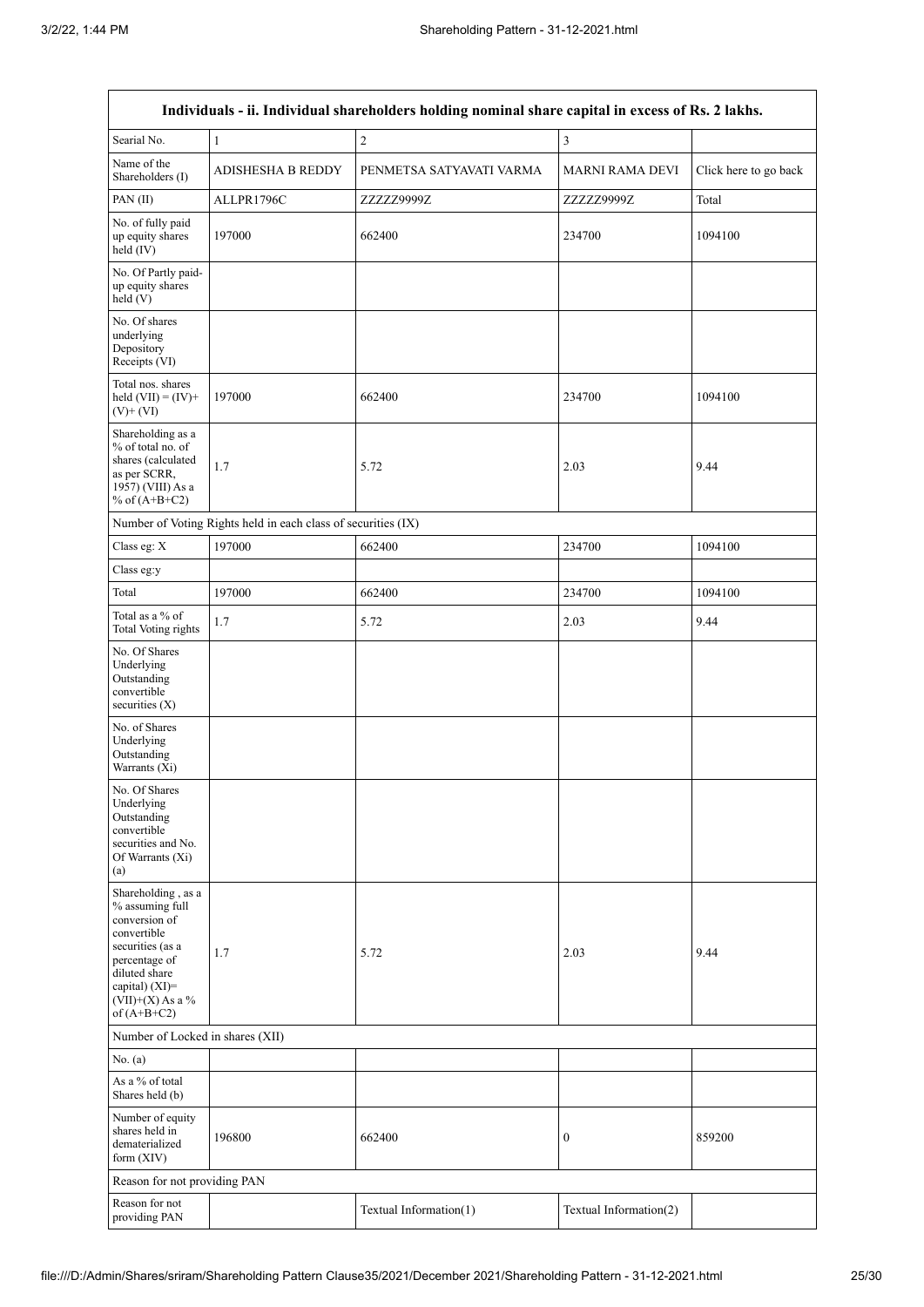| Individuals - ii. Individual shareholders holding nominal share capital in excess of Rs. 2 lakhs. | | | | |
|---|---|---|---|---|
| Searial No. | 1 | 2 | 3 | |
| Name of the Shareholders (I) | ADISHESHA B REDDY | PENMETSA SATYAVATI VARMA | MARNI RAMA DEVI | Click here to go back |
| PAN (II) | ALLPR1796C | ZZZZZ9999Z | ZZZZZ9999Z | Total |
| No. of fully paid up equity shares held (IV) | 197000 | 662400 | 234700 | 1094100 |
| No. Of Partly paid-up equity shares held (V) | | | | |
| No. Of shares underlying Depository Receipts (VI) | | | | |
| Total nos. shares held (VII) = (IV)+(V)+ (VI) | 197000 | 662400 | 234700 | 1094100 |
| Shareholding as a % of total no. of shares (calculated as per SCRR, 1957) (VIII) As a % of (A+B+C2) | 1.7 | 5.72 | 2.03 | 9.44 |
| Number of Voting Rights held in each class of securities (IX) | | | | |
| Class eg: X | 197000 | 662400 | 234700 | 1094100 |
| Class eg:y | | | | |
| Total | 197000 | 662400 | 234700 | 1094100 |
| Total as a % of Total Voting rights | 1.7 | 5.72 | 2.03 | 9.44 |
| No. Of Shares Underlying Outstanding convertible securities (X) | | | | |
| No. of Shares Underlying Outstanding Warrants (Xi) | | | | |
| No. Of Shares Underlying Outstanding convertible securities and No. Of Warrants (Xi) (a) | | | | |
| Shareholding , as a % assuming full conversion of convertible securities (as a percentage of diluted share capital) (XI)= (VII)+(X) As a % of (A+B+C2) | 1.7 | 5.72 | 2.03 | 9.44 |
| Number of Locked in shares (XII) | | | | |
| No. (a) | | | | |
| As a % of total Shares held (b) | | | | |
| Number of equity shares held in dematerialized form (XIV) | 196800 | 662400 | 0 | 859200 |
| Reason for not providing PAN | | | | |
| Reason for not providing PAN | | Textual Information(1) | Textual Information(2) | |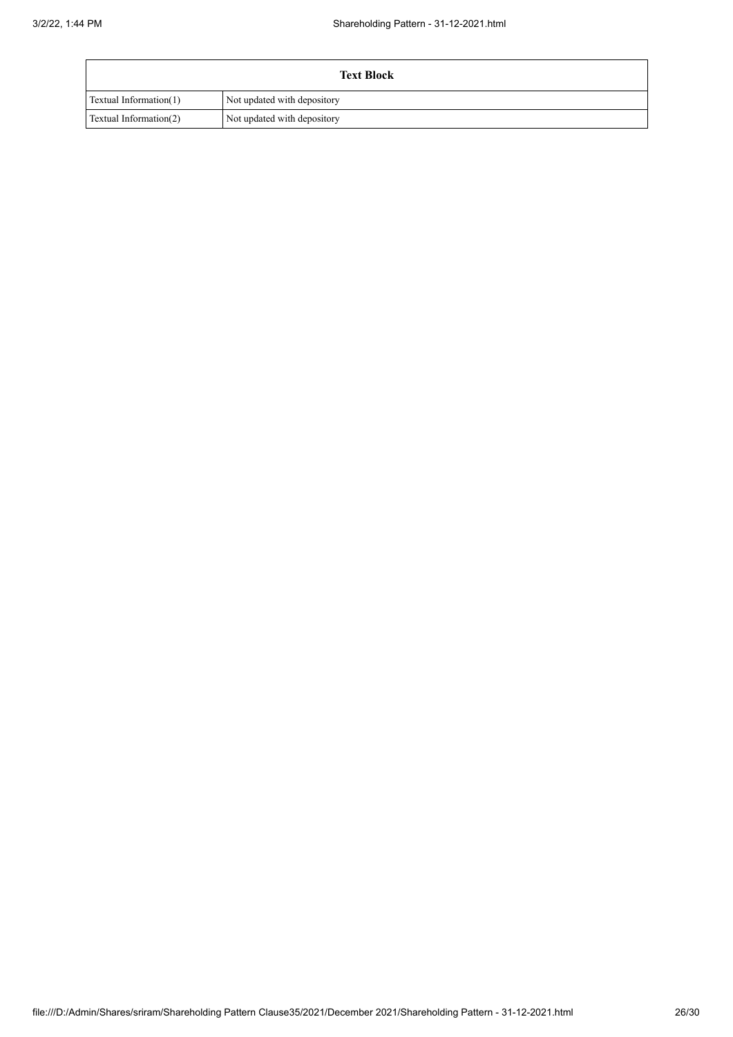| Text Block | |
|---|---|
| Textual Information(1) | Not updated with depository |
| Textual Information(2) | Not updated with depository |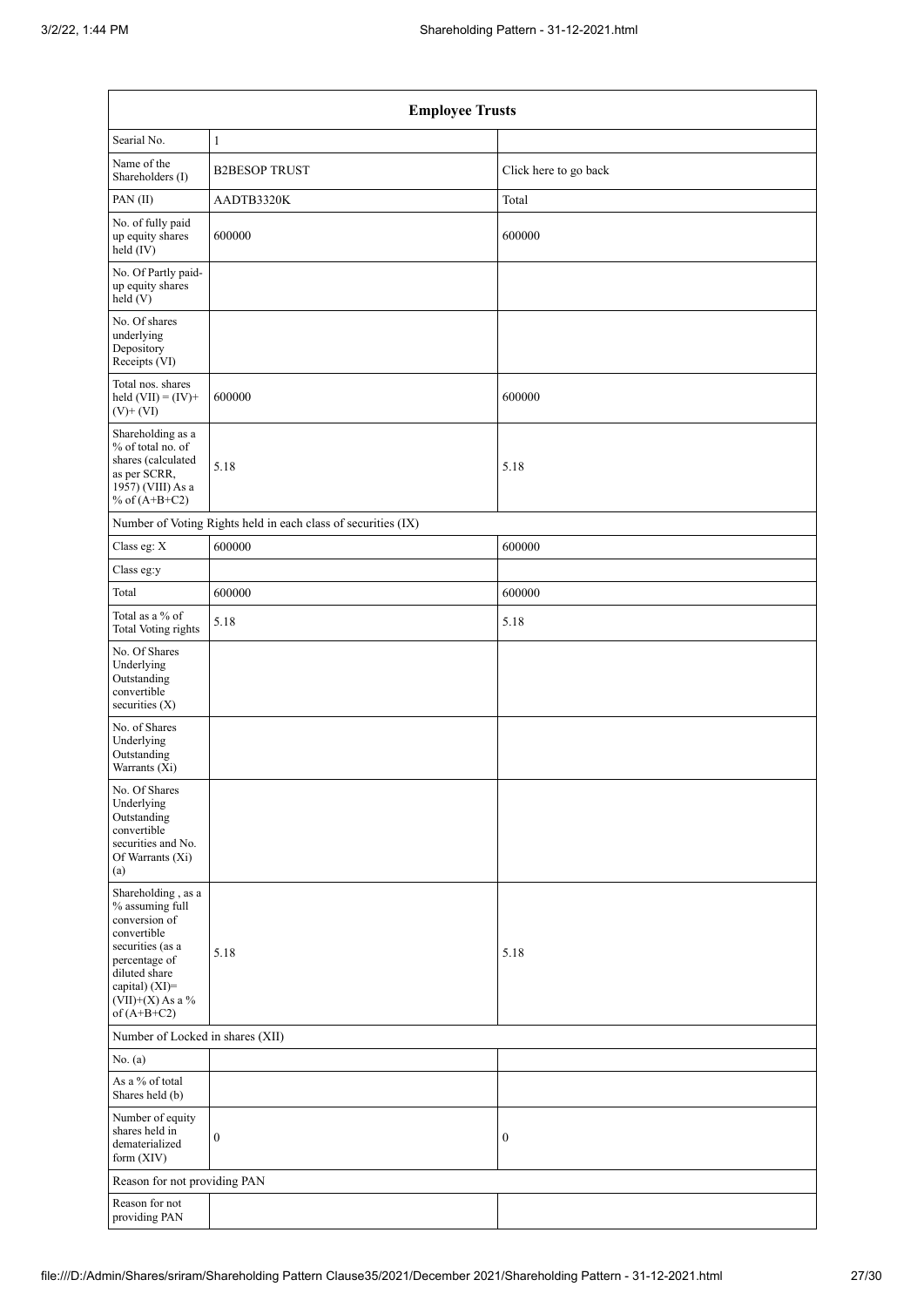| Employee Trusts | | |
|---|---|---|
| Searial No. | 1 | |
| Name of the Shareholders (I) | B2BESOP TRUST | Click here to go back |
| PAN (II) | AADTB3320K | Total |
| No. of fully paid up equity shares held (IV) | 600000 | 600000 |
| No. Of Partly paid-up equity shares held (V) | | |
| No. Of shares underlying Depository Receipts (VI) | | |
| Total nos. shares held (VII) = (IV)+(V)+ (VI) | 600000 | 600000 |
| Shareholding as a % of total no. of shares (calculated as per SCRR, 1957) (VIII) As a % of (A+B+C2) | 5.18 | 5.18 |
| Number of Voting Rights held in each class of securities (IX) | | |
| Class eg: X | 600000 | 600000 |
| Class eg:y | | |
| Total | 600000 | 600000 |
| Total as a % of Total Voting rights | 5.18 | 5.18 |
| No. Of Shares Underlying Outstanding convertible securities (X) | | |
| No. of Shares Underlying Outstanding Warrants (Xi) | | |
| No. Of Shares Underlying Outstanding convertible securities and No. Of Warrants (Xi) (a) | | |
| Shareholding , as a % assuming full conversion of convertible securities (as a percentage of diluted share capital) (XI)= (VII)+(X) As a % of (A+B+C2) | 5.18 | 5.18 |
| Number of Locked in shares (XII) | | |
| No. (a) | | |
| As a % of total Shares held (b) | | |
| Number of equity shares held in dematerialized form (XIV) | 0 | 0 |
| Reason for not providing PAN | | |
| Reason for not providing PAN | | |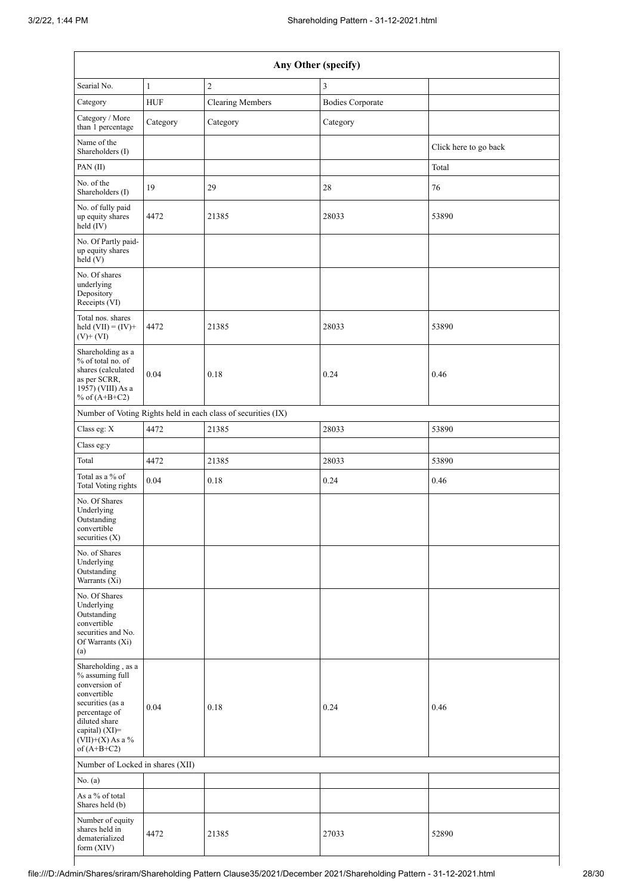| Any Other (specify) | | | | |
|---|---|---|---|---|
| Searial No. | 1 | 2 | 3 | |
| Category | HUF | Clearing Members | Bodies Corporate | |
| Category / More than 1 percentage | Category | Category | Category | |
| Name of the Shareholders (I) | | | | Click here to go back |
| PAN (II) | | | | Total |
| No. of the Shareholders (I) | 19 | 29 | 28 | 76 |
| No. of fully paid up equity shares held (IV) | 4472 | 21385 | 28033 | 53890 |
| No. Of Partly paid-up equity shares held (V) | | | | |
| No. Of shares underlying Depository Receipts (VI) | | | | |
| Total nos. shares held (VII) = (IV)+ (V)+ (VI) | 4472 | 21385 | 28033 | 53890 |
| Shareholding as a % of total no. of shares (calculated as per SCRR, 1957) (VIII) As a % of (A+B+C2) | 0.04 | 0.18 | 0.24 | 0.46 |
| Number of Voting Rights held in each class of securities (IX) | | | | |
| Class eg: X | 4472 | 21385 | 28033 | 53890 |
| Class eg:y | | | | |
| Total | 4472 | 21385 | 28033 | 53890 |
| Total as a % of Total Voting rights | 0.04 | 0.18 | 0.24 | 0.46 |
| No. Of Shares Underlying Outstanding convertible securities (X) | | | | |
| No. of Shares Underlying Outstanding Warrants (Xi) | | | | |
| No. Of Shares Underlying Outstanding convertible securities and No. Of Warrants (Xi) (a) | | | | |
| Shareholding , as a % assuming full conversion of convertible securities (as a percentage of diluted share capital) (XI)= (VII)+(X) As a % of (A+B+C2) | 0.04 | 0.18 | 0.24 | 0.46 |
| Number of Locked in shares (XII) | | | | |
| No. (a) | | | | |
| As a % of total Shares held (b) | | | | |
| Number of equity shares held in dematerialized form (XIV) | 4472 | 21385 | 27033 | 52890 |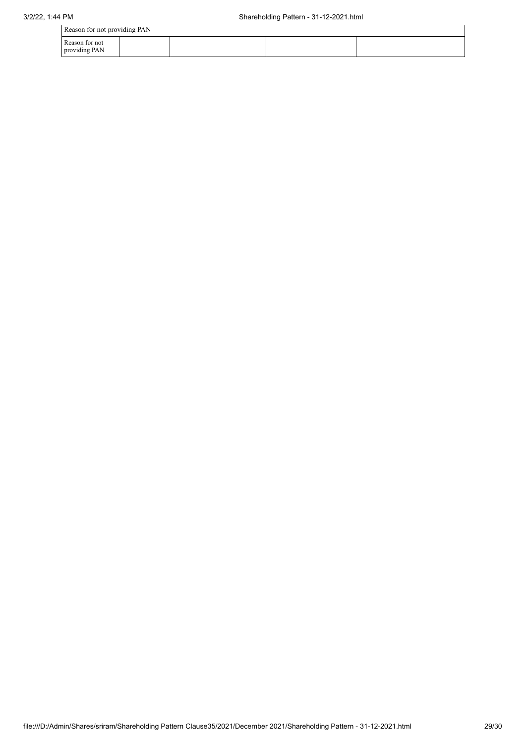| Reason for not providing PAN | | | | |
|---|---|---|---|---|
| Reason for not providing PAN | | | | |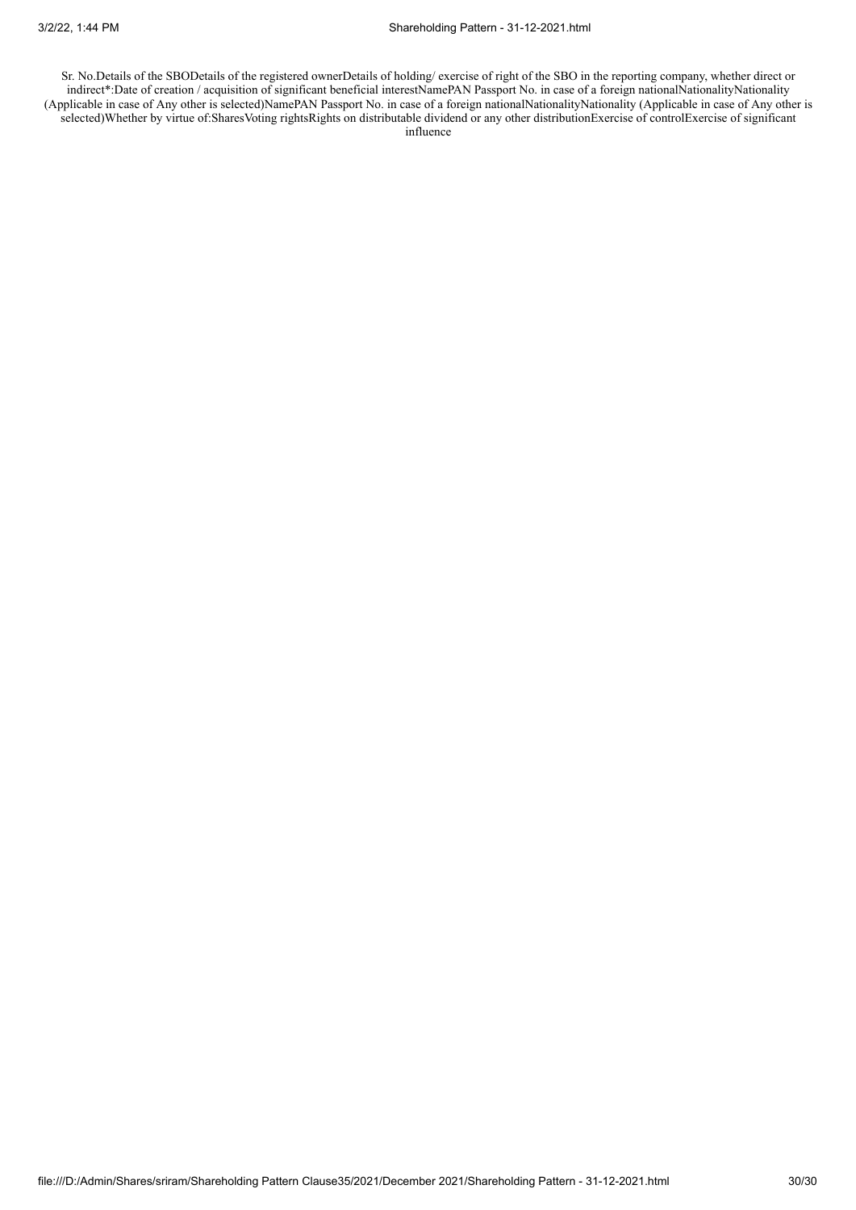Sr. No.Details of the SBODetails of the registered ownerDetails of holding/ exercise of right of the SBO in the reporting company, whether direct or indirect*:Date of creation / acquisition of significant beneficial interestNamePAN Passport No. in case of a foreign nationalNationalityNationality (Applicable in case of Any other is selected)NamePAN Passport No. in case of a foreign nationalNationalityNationality (Applicable in case of Any other is selected)Whether by virtue of:SharesVoting rightsRights on distributable dividend or any other distributionExercise of controlExercise of significant influence